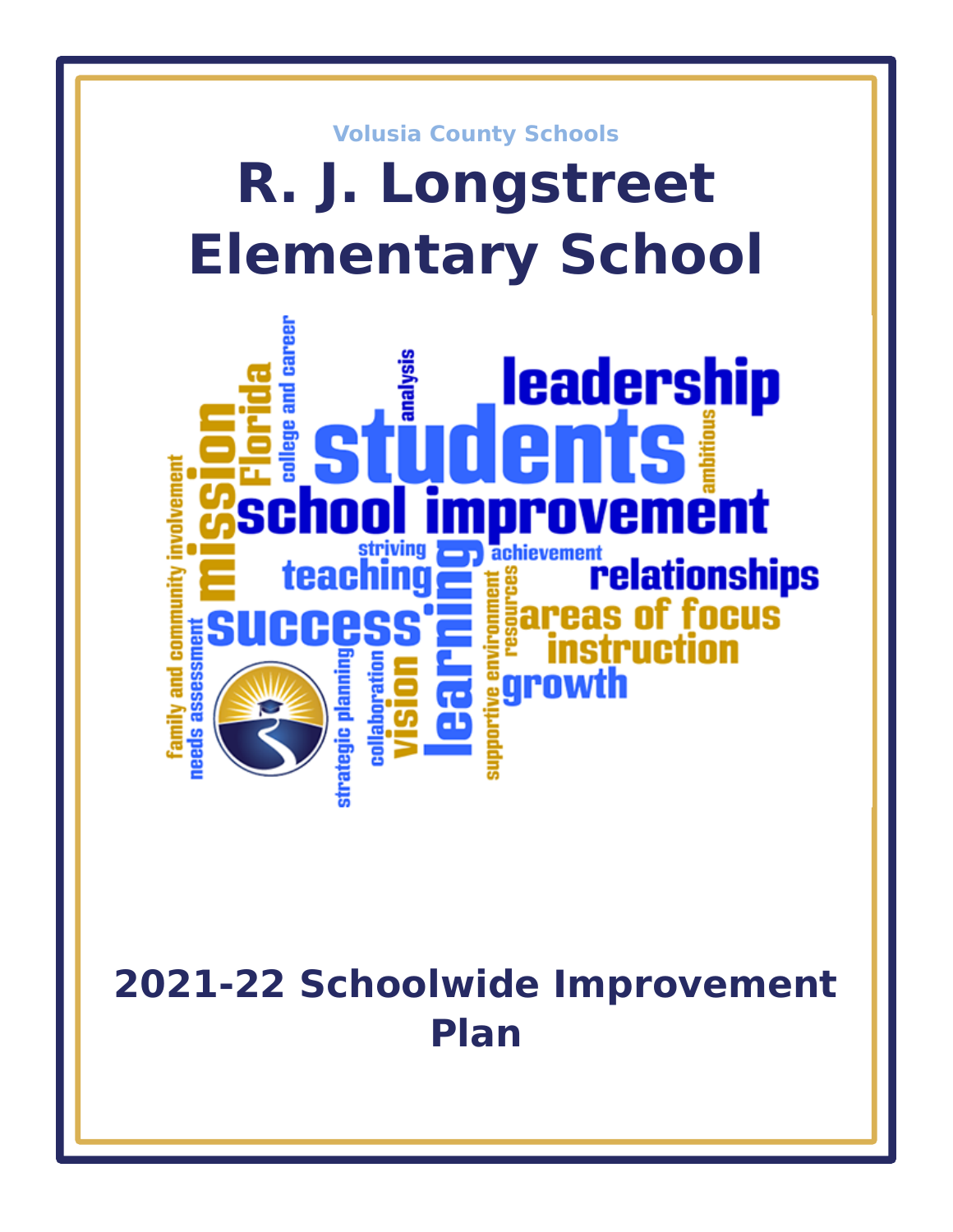Volusia County Schools

# R. J. Longstreet Elementary School

## 2021-22 Schoolwide Improvement Plan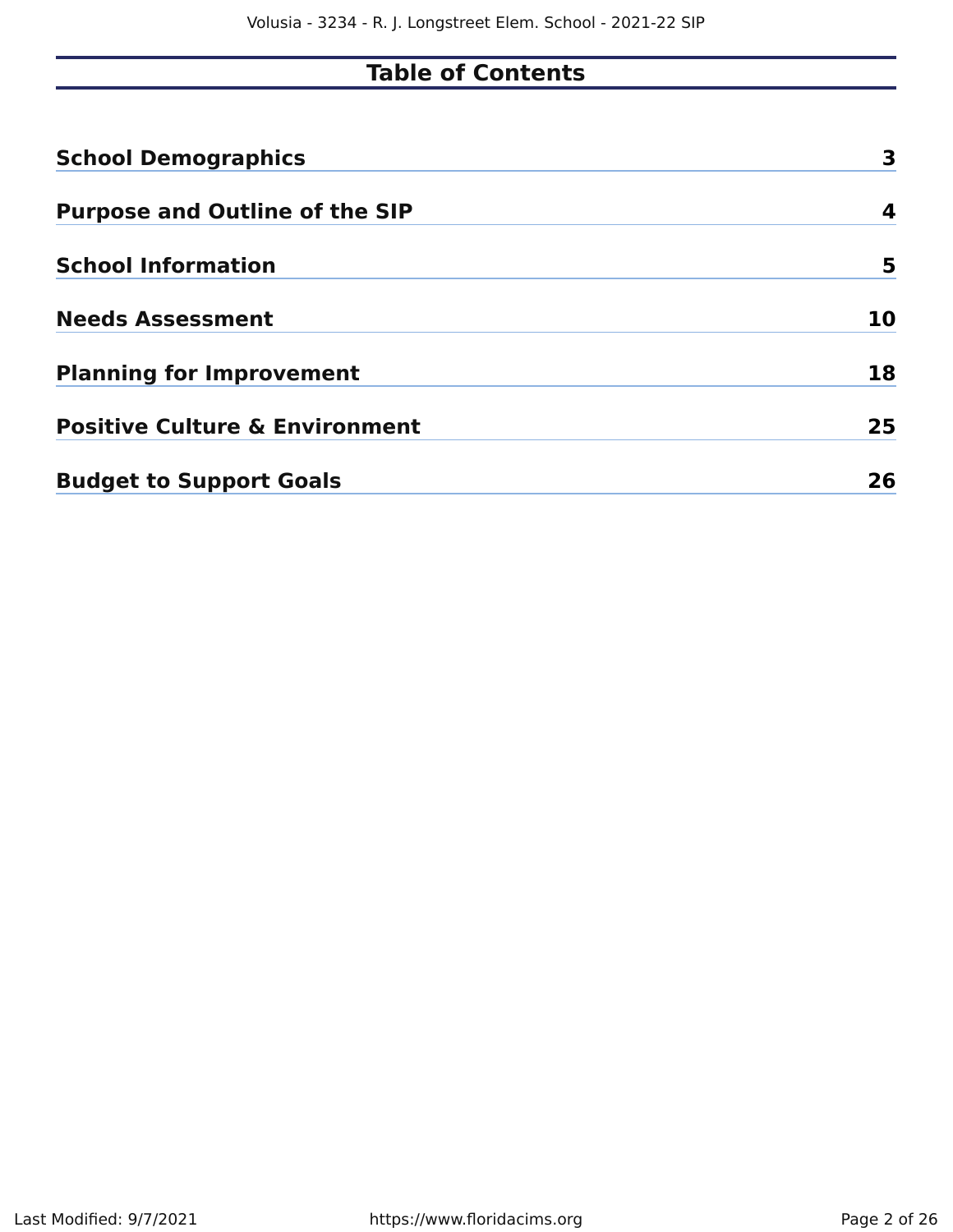# Table of Contents

| | |
|---|---|
| **School Demographics** | **3** |
| **Purpose and Outline of the SIP** | **4** |
| **School Information** | **5** |
| **Needs Assessment** | **10** |
| **Planning for Improvement** | **18** |
| **Positive Culture & Environment** | **25** |
| **Budget to Support Goals** | **26** |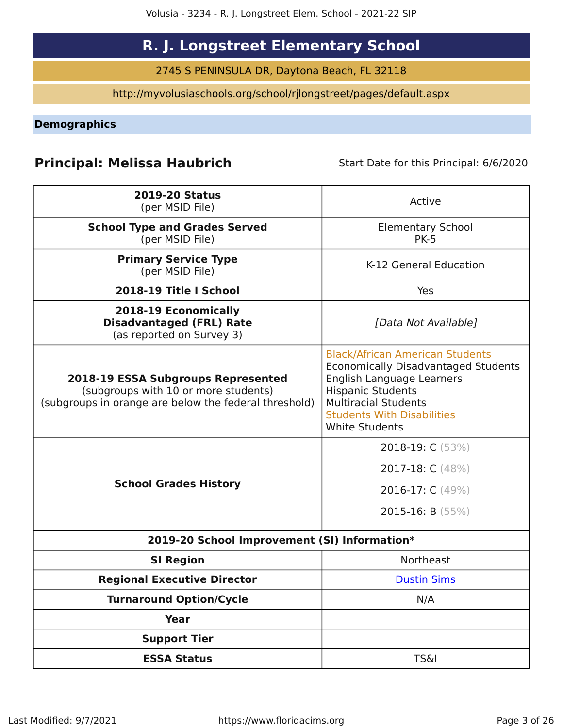# R. J. Longstreet Elementary School

2745 S PENINSULA DR, Daytona Beach, FL 32118

http://myvolusiaschools.org/school/rjlongstreet/pages/default.aspx

## Demographics

**Principal: Melissa Haubrich**

Start Date for this Principal: 6/6/2020

| | |
|---|---|
| **2019-20 Status** (per MSID File) | Active |
| **School Type and Grades Served** (per MSID File) | Elementary School PK-5 |
| **Primary Service Type** (per MSID File) | K-12 General Education |
| **2018-19 Title I School** | Yes |
| **2018-19 Economically Disadvantaged (FRL) Rate** (as reported on Survey 3) | *[Data Not Available]* |
| **2018-19 ESSA Subgroups Represented** (subgroups with 10 or more students) (subgroups in orange are below the federal threshold) | Black/African American Students<br>Economically Disadvantaged Students<br>English Language Learners<br>Hispanic Students<br>Multiracial Students<br>Students With Disabilities<br>White Students |
| **School Grades History** | 2018-19: C (53%)<br>2017-18: C (48%)<br>2016-17: C (49%)<br>2015-16: B (55%) |
| **2019-20 School Improvement (SI) Information*** | |
| **SI Region** | Northeast |
| **Regional Executive Director** | Dustin Sims |
| **Turnaround Option/Cycle** | N/A |
| **Year** | |
| **Support Tier** | |
| **ESSA Status** | TS&I |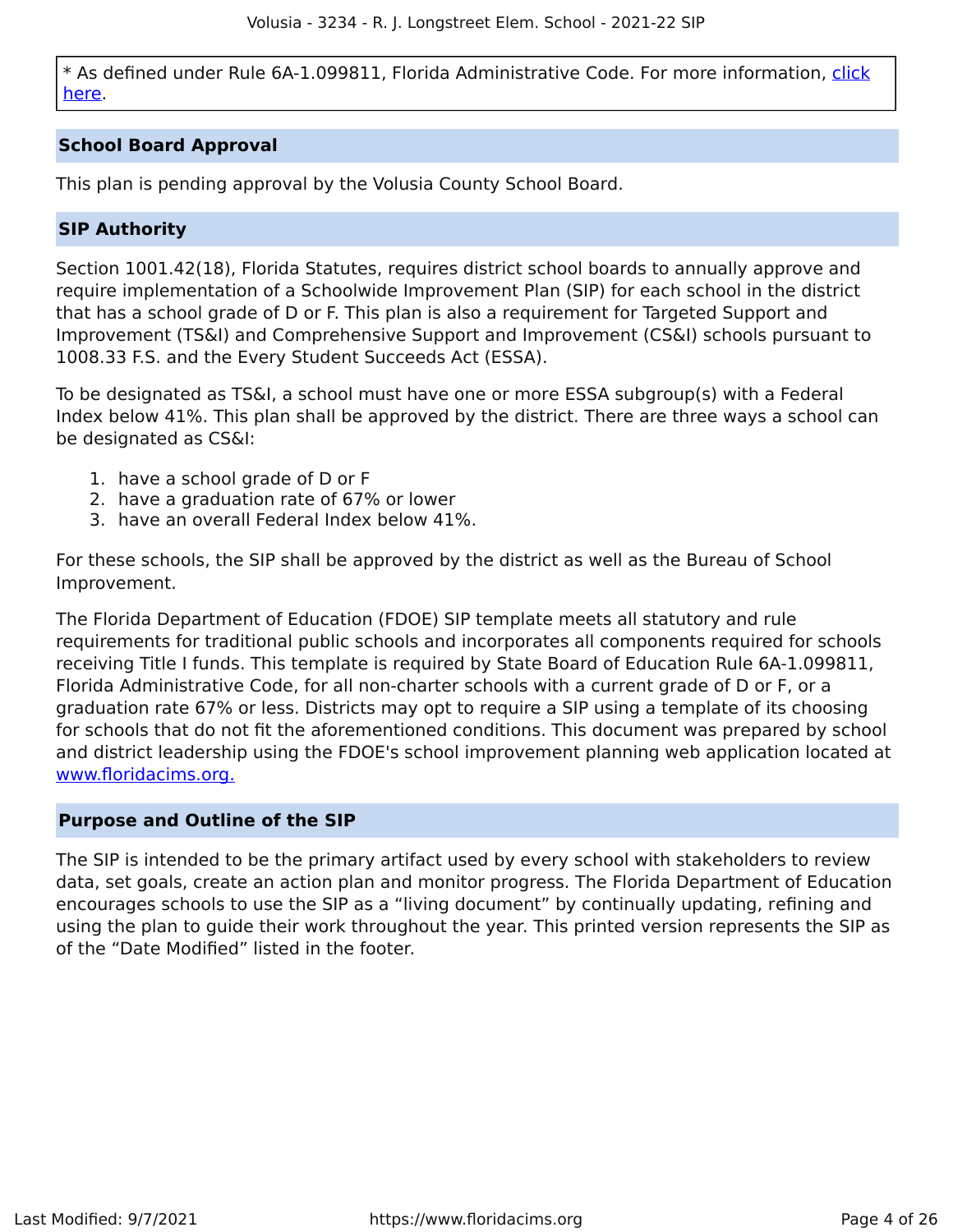* As defined under Rule 6A-1.099811, Florida Administrative Code. For more information, [click here](#).

## School Board Approval

This plan is pending approval by the Volusia County School Board.

## SIP Authority

Section 1001.42(18), Florida Statutes, requires district school boards to annually approve and require implementation of a Schoolwide Improvement Plan (SIP) for each school in the district that has a school grade of D or F. This plan is also a requirement for Targeted Support and Improvement (TS&I) and Comprehensive Support and Improvement (CS&I) schools pursuant to 1008.33 F.S. and the Every Student Succeeds Act (ESSA).

To be designated as TS&I, a school must have one or more ESSA subgroup(s) with a Federal Index below 41%. This plan shall be approved by the district. There are three ways a school can be designated as CS&I:

1. have a school grade of D or F
2. have a graduation rate of 67% or lower
3. have an overall Federal Index below 41%.

For these schools, the SIP shall be approved by the district as well as the Bureau of School Improvement.

The Florida Department of Education (FDOE) SIP template meets all statutory and rule requirements for traditional public schools and incorporates all components required for schools receiving Title I funds. This template is required by State Board of Education Rule 6A-1.099811, Florida Administrative Code, for all non-charter schools with a current grade of D or F, or a graduation rate 67% or less. Districts may opt to require a SIP using a template of its choosing for schools that do not fit the aforementioned conditions. This document was prepared by school and district leadership using the FDOE's school improvement planning web application located at [www.floridacims.org.](https://www.floridacims.org)

## Purpose and Outline of the SIP

The SIP is intended to be the primary artifact used by every school with stakeholders to review data, set goals, create an action plan and monitor progress. The Florida Department of Education encourages schools to use the SIP as a "living document" by continually updating, refining and using the plan to guide their work throughout the year. This printed version represents the SIP as of the "Date Modified" listed in the footer.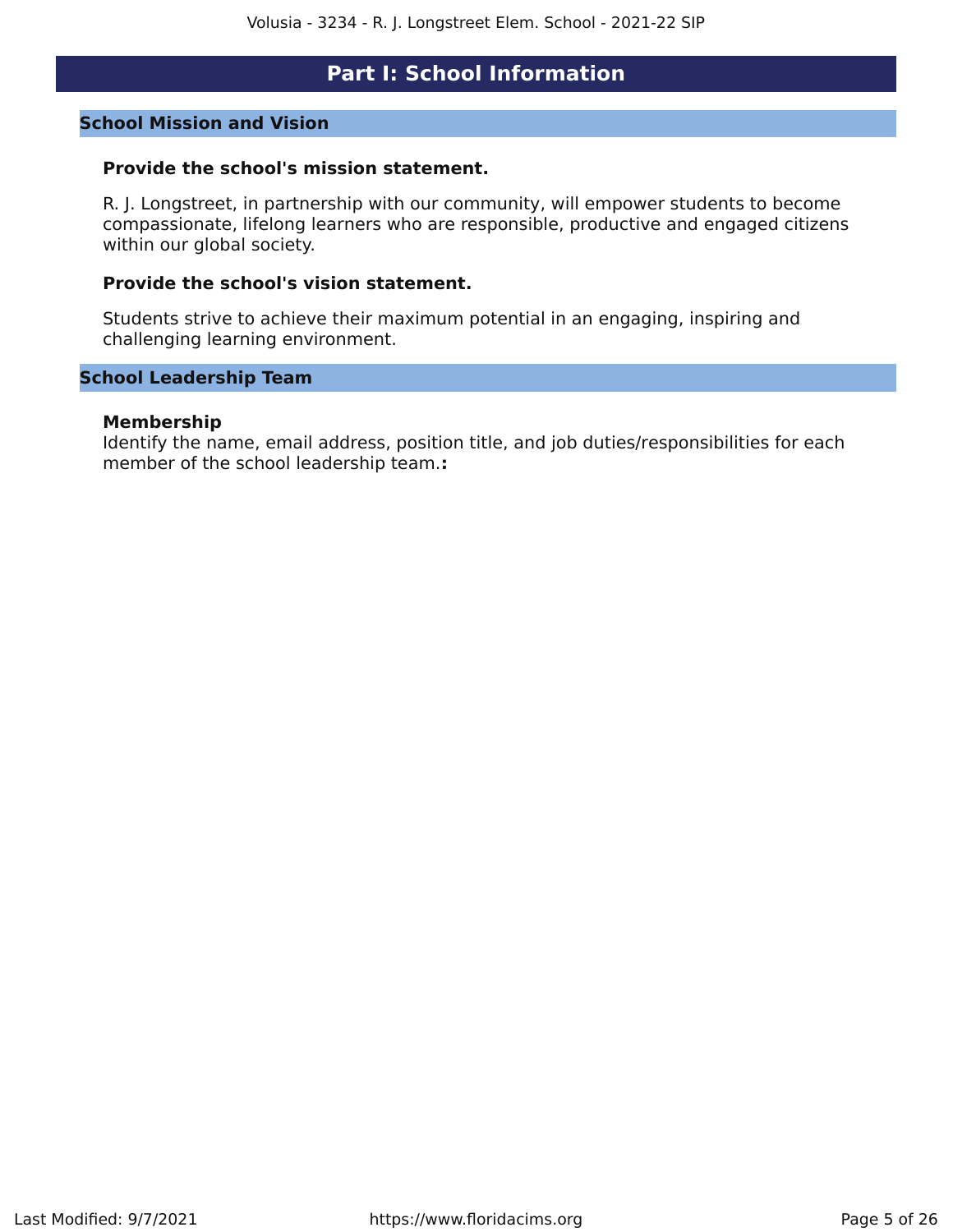# Part I: School Information

## School Mission and Vision

**Provide the school's mission statement.**

R. J. Longstreet, in partnership with our community, will empower students to become compassionate, lifelong learners who are responsible, productive and engaged citizens within our global society.

**Provide the school's vision statement.**

Students strive to achieve their maximum potential in an engaging, inspiring and challenging learning environment.

## School Leadership Team

**Membership**

Identify the name, email address, position title, and job duties/responsibilities for each member of the school leadership team.**:**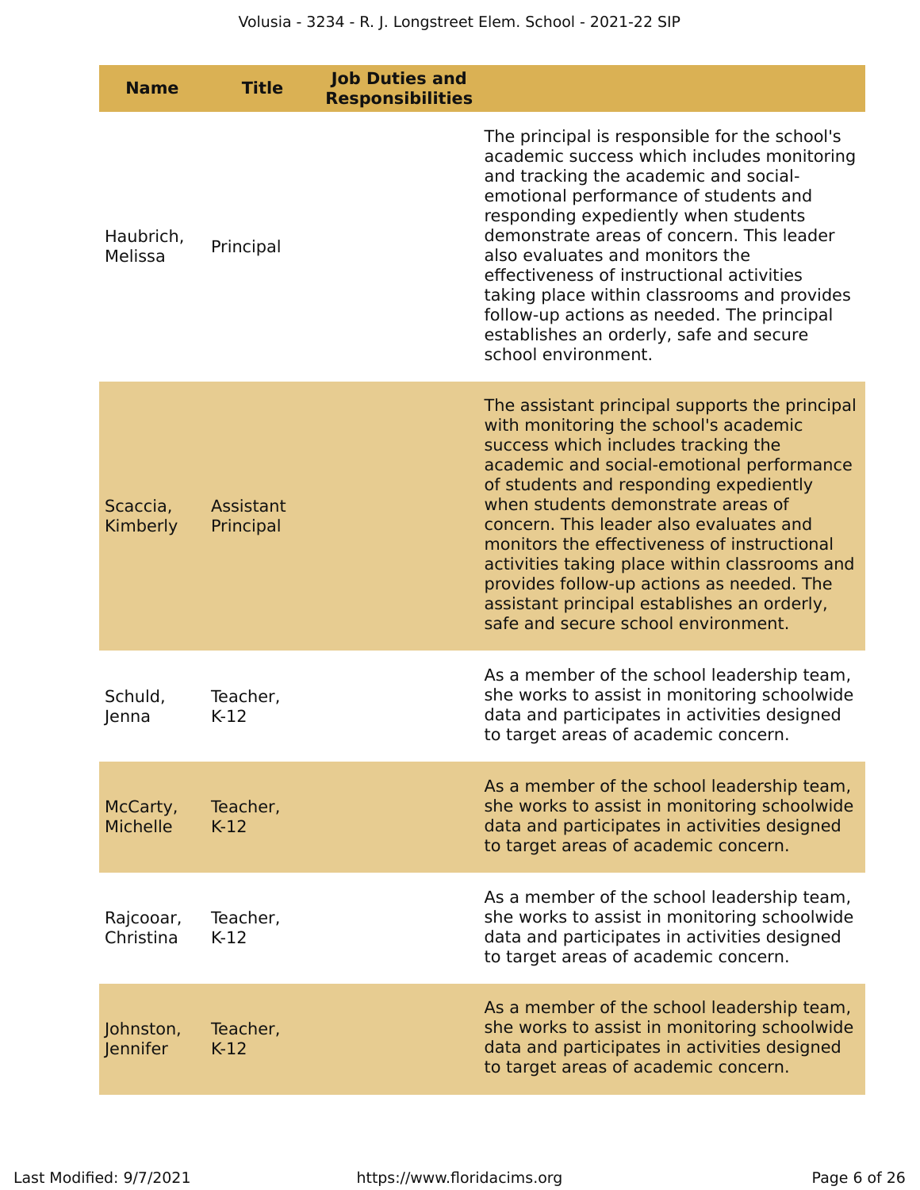| Name | Title | Job Duties and Responsibilities | |
|---|---|---|---|
| Haubrich, Melissa | Principal | | The principal is responsible for the school's academic success which includes monitoring and tracking the academic and social-emotional performance of students and responding expediently when students demonstrate areas of concern. This leader also evaluates and monitors the effectiveness of instructional activities taking place within classrooms and provides follow-up actions as needed. The principal establishes an orderly, safe and secure school environment. |
| Scaccia, Kimberly | Assistant Principal | | The assistant principal supports the principal with monitoring the school's academic success which includes tracking the academic and social-emotional performance of students and responding expediently when students demonstrate areas of concern. This leader also evaluates and monitors the effectiveness of instructional activities taking place within classrooms and provides follow-up actions as needed. The assistant principal establishes an orderly, safe and secure school environment. |
| Schuld, Jenna | Teacher, K-12 | | As a member of the school leadership team, she works to assist in monitoring schoolwide data and participates in activities designed to target areas of academic concern. |
| McCarty, Michelle | Teacher, K-12 | | As a member of the school leadership team, she works to assist in monitoring schoolwide data and participates in activities designed to target areas of academic concern. |
| Rajcooar, Christina | Teacher, K-12 | | As a member of the school leadership team, she works to assist in monitoring schoolwide data and participates in activities designed to target areas of academic concern. |
| Johnston, Jennifer | Teacher, K-12 | | As a member of the school leadership team, she works to assist in monitoring schoolwide data and participates in activities designed to target areas of academic concern. |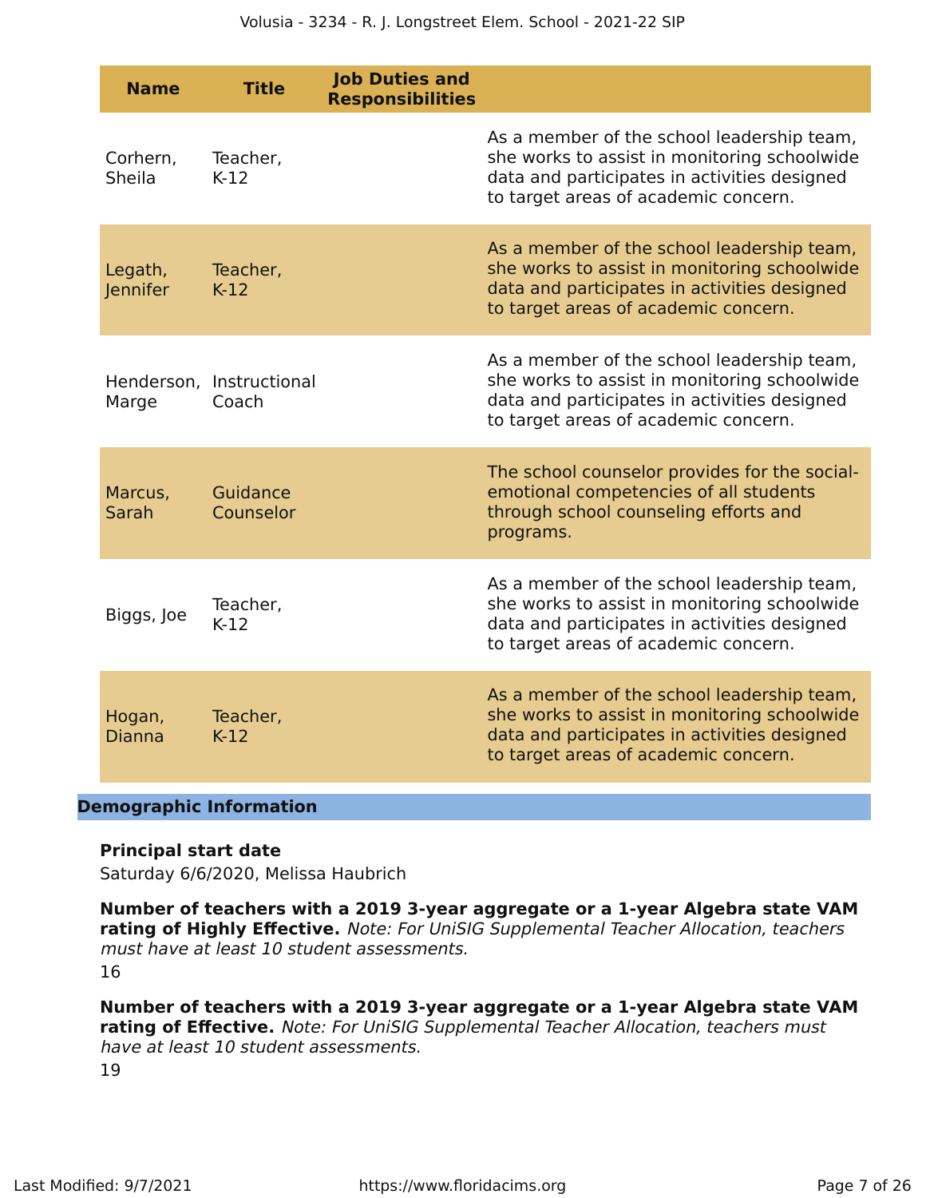| Name | Title | Job Duties and Responsibilities |
|---|---|---|
| Corhern, Sheila | Teacher, K-12 | As a member of the school leadership team, she works to assist in monitoring schoolwide data and participates in activities designed to target areas of academic concern. |
| Legath, Jennifer | Teacher, K-12 | As a member of the school leadership team, she works to assist in monitoring schoolwide data and participates in activities designed to target areas of academic concern. |
| Henderson, Marge | Instructional Coach | As a member of the school leadership team, she works to assist in monitoring schoolwide data and participates in activities designed to target areas of academic concern. |
| Marcus, Sarah | Guidance Counselor | The school counselor provides for the social-emotional competencies of all students through school counseling efforts and programs. |
| Biggs, Joe | Teacher, K-12 | As a member of the school leadership team, she works to assist in monitoring schoolwide data and participates in activities designed to target areas of academic concern. |
| Hogan, Dianna | Teacher, K-12 | As a member of the school leadership team, she works to assist in monitoring schoolwide data and participates in activities designed to target areas of academic concern. |

## Demographic Information

**Principal start date**

Saturday 6/6/2020, Melissa Haubrich

**Number of teachers with a 2019 3-year aggregate or a 1-year Algebra state VAM rating of Highly Effective.** *Note: For UniSIG Supplemental Teacher Allocation, teachers must have at least 10 student assessments.*

16

**Number of teachers with a 2019 3-year aggregate or a 1-year Algebra state VAM rating of Effective.** *Note: For UniSIG Supplemental Teacher Allocation, teachers must have at least 10 student assessments.*

19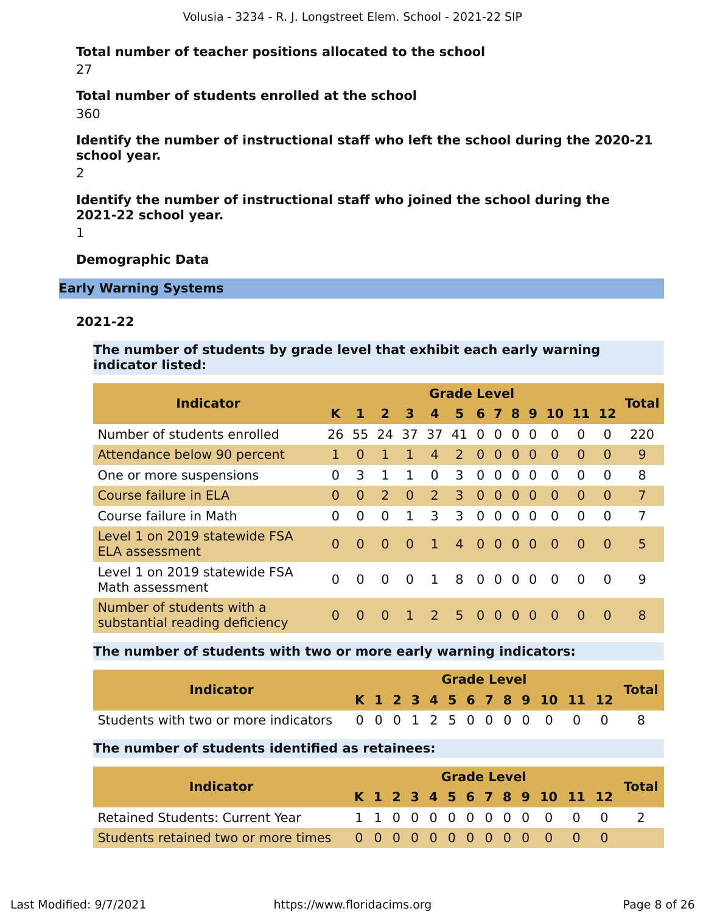**Total number of teacher positions allocated to the school**

27

**Total number of students enrolled at the school**

360

**Identify the number of instructional staff who left the school during the 2020-21 school year.**

2

**Identify the number of instructional staff who joined the school during the 2021-22 school year.**

1

**Demographic Data**

## Early Warning Systems

### 2021-22

**The number of students by grade level that exhibit each early warning indicator listed:**

| Indicator | Grade Level | | | | | | | | | | | | | Total |
|---|---|---|---|---|---|---|---|---|---|---|---|---|---|---|
| | K | 1 | 2 | 3 | 4 | 5 | 6 | 7 | 8 | 9 | 10 | 11 | 12 | |
| Number of students enrolled | 26 | 55 | 24 | 37 | 37 | 41 | 0 | 0 | 0 | 0 | 0 | 0 | 0 | 220 |
| Attendance below 90 percent | 1 | 0 | 1 | 1 | 4 | 2 | 0 | 0 | 0 | 0 | 0 | 0 | 0 | 9 |
| One or more suspensions | 0 | 3 | 1 | 1 | 0 | 3 | 0 | 0 | 0 | 0 | 0 | 0 | 0 | 8 |
| Course failure in ELA | 0 | 0 | 2 | 0 | 2 | 3 | 0 | 0 | 0 | 0 | 0 | 0 | 0 | 7 |
| Course failure in Math | 0 | 0 | 0 | 1 | 3 | 3 | 0 | 0 | 0 | 0 | 0 | 0 | 0 | 7 |
| Level 1 on 2019 statewide FSA ELA assessment | 0 | 0 | 0 | 0 | 1 | 4 | 0 | 0 | 0 | 0 | 0 | 0 | 0 | 5 |
| Level 1 on 2019 statewide FSA Math assessment | 0 | 0 | 0 | 0 | 1 | 8 | 0 | 0 | 0 | 0 | 0 | 0 | 0 | 9 |
| Number of students with a substantial reading deficiency | 0 | 0 | 0 | 1 | 2 | 5 | 0 | 0 | 0 | 0 | 0 | 0 | 0 | 8 |

**The number of students with two or more early warning indicators:**

| Indicator | Grade Level | | | | | | | | | | | | | Total |
|---|---|---|---|---|---|---|---|---|---|---|---|---|---|---|
| | K | 1 | 2 | 3 | 4 | 5 | 6 | 7 | 8 | 9 | 10 | 11 | 12 | |
| Students with two or more indicators | 0 | 0 | 0 | 1 | 2 | 5 | 0 | 0 | 0 | 0 | 0 | 0 | 0 | 8 |

**The number of students identified as retainees:**

| Indicator | Grade Level | | | | | | | | | | | | | Total |
|---|---|---|---|---|---|---|---|---|---|---|---|---|---|---|
| | K | 1 | 2 | 3 | 4 | 5 | 6 | 7 | 8 | 9 | 10 | 11 | 12 | |
| Retained Students: Current Year | 1 | 1 | 0 | 0 | 0 | 0 | 0 | 0 | 0 | 0 | 0 | 0 | 0 | 2 |
| Students retained two or more times | 0 | 0 | 0 | 0 | 0 | 0 | 0 | 0 | 0 | 0 | 0 | 0 | 0 | |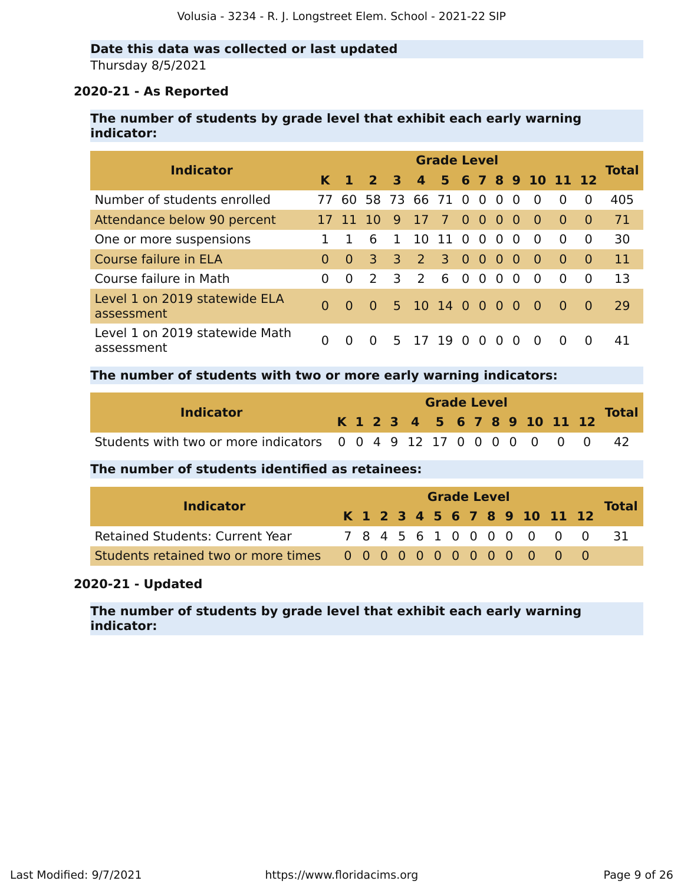**Date this data was collected or last updated**

Thursday 8/5/2021

### 2020-21 - As Reported

**The number of students by grade level that exhibit each early warning indicator:**

| Indicator | K | 1 | 2 | 3 | 4 | 5 | 6 | 7 | 8 | 9 | 10 | 11 | 12 | Total |
|---|---|---|---|---|---|---|---|---|---|---|---|---|---|---|
| Number of students enrolled | 77 | 60 | 58 | 73 | 66 | 71 | 0 | 0 | 0 | 0 | 0 | 0 | 0 | 405 |
| Attendance below 90 percent | 17 | 11 | 10 | 9 | 17 | 7 | 0 | 0 | 0 | 0 | 0 | 0 | 0 | 71 |
| One or more suspensions | 1 | 1 | 6 | 1 | 10 | 11 | 0 | 0 | 0 | 0 | 0 | 0 | 0 | 30 |
| Course failure in ELA | 0 | 0 | 3 | 3 | 2 | 3 | 0 | 0 | 0 | 0 | 0 | 0 | 0 | 11 |
| Course failure in Math | 0 | 0 | 2 | 3 | 2 | 6 | 0 | 0 | 0 | 0 | 0 | 0 | 0 | 13 |
| Level 1 on 2019 statewide ELA assessment | 0 | 0 | 0 | 5 | 10 | 14 | 0 | 0 | 0 | 0 | 0 | 0 | 0 | 29 |
| Level 1 on 2019 statewide Math assessment | 0 | 0 | 0 | 5 | 17 | 19 | 0 | 0 | 0 | 0 | 0 | 0 | 0 | 41 |

**The number of students with two or more early warning indicators:**

| Indicator | K | 1 | 2 | 3 | 4 | 5 | 6 | 7 | 8 | 9 | 10 | 11 | 12 | Total |
|---|---|---|---|---|---|---|---|---|---|---|---|---|---|---|
| Students with two or more indicators | 0 | 0 | 4 | 9 | 12 | 17 | 0 | 0 | 0 | 0 | 0 | 0 | 0 | 42 |

**The number of students identified as retainees:**

| Indicator | K | 1 | 2 | 3 | 4 | 5 | 6 | 7 | 8 | 9 | 10 | 11 | 12 | Total |
|---|---|---|---|---|---|---|---|---|---|---|---|---|---|---|
| Retained Students: Current Year | 7 | 8 | 4 | 5 | 6 | 1 | 0 | 0 | 0 | 0 | 0 | 0 | 0 | 31 |
| Students retained two or more times | 0 | 0 | 0 | 0 | 0 | 0 | 0 | 0 | 0 | 0 | 0 | 0 | 0 | |

### 2020-21 - Updated

**The number of students by grade level that exhibit each early warning indicator:**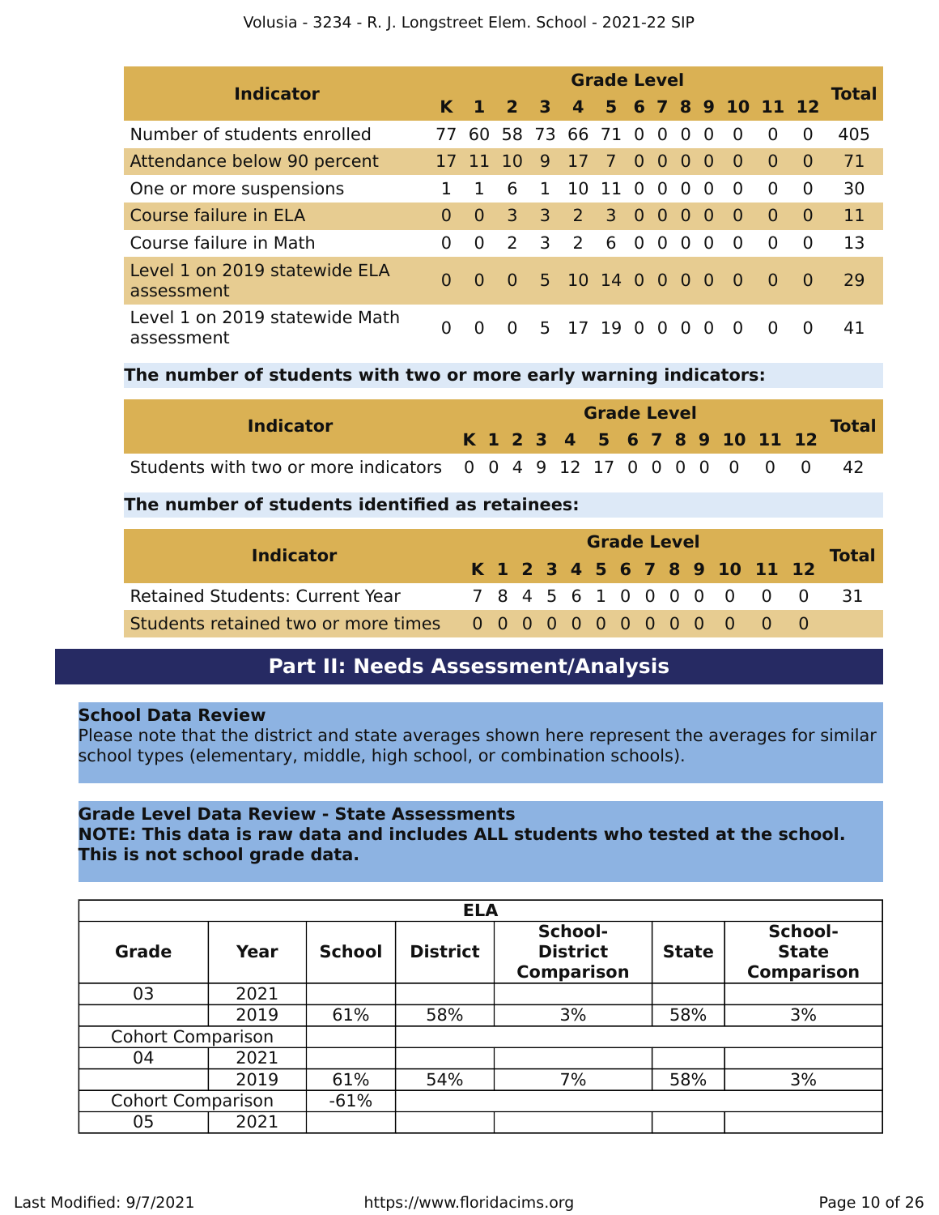| Indicator | K | 1 | 2 | 3 | 4 | 5 | 6 | 7 | 8 | 9 | 10 | 11 | 12 | Total |
|---|---|---|---|---|---|---|---|---|---|---|---|---|---|---|
| Number of students enrolled | 77 | 60 | 58 | 73 | 66 | 71 | 0 | 0 | 0 | 0 | 0 | 0 | 0 | 405 |
| Attendance below 90 percent | 17 | 11 | 10 | 9 | 17 | 7 | 0 | 0 | 0 | 0 | 0 | 0 | 0 | 71 |
| One or more suspensions | 1 | 1 | 6 | 1 | 10 | 11 | 0 | 0 | 0 | 0 | 0 | 0 | 0 | 30 |
| Course failure in ELA | 0 | 0 | 3 | 3 | 2 | 3 | 0 | 0 | 0 | 0 | 0 | 0 | 0 | 11 |
| Course failure in Math | 0 | 0 | 2 | 3 | 2 | 6 | 0 | 0 | 0 | 0 | 0 | 0 | 0 | 13 |
| Level 1 on 2019 statewide ELA assessment | 0 | 0 | 0 | 5 | 10 | 14 | 0 | 0 | 0 | 0 | 0 | 0 | 0 | 29 |
| Level 1 on 2019 statewide Math assessment | 0 | 0 | 0 | 5 | 17 | 19 | 0 | 0 | 0 | 0 | 0 | 0 | 0 | 41 |

**The number of students with two or more early warning indicators:**

| Indicator | K | 1 | 2 | 3 | 4 | 5 | 6 | 7 | 8 | 9 | 10 | 11 | 12 | Total |
|---|---|---|---|---|---|---|---|---|---|---|---|---|---|---|
| Students with two or more indicators | 0 | 0 | 4 | 9 | 12 | 17 | 0 | 0 | 0 | 0 | 0 | 0 | 0 | 42 |

**The number of students identified as retainees:**

| Indicator | K | 1 | 2 | 3 | 4 | 5 | 6 | 7 | 8 | 9 | 10 | 11 | 12 | Total |
|---|---|---|---|---|---|---|---|---|---|---|---|---|---|---|
| Retained Students: Current Year | 7 | 8 | 4 | 5 | 6 | 1 | 0 | 0 | 0 | 0 | 0 | 0 | 0 | 31 |
| Students retained two or more times | 0 | 0 | 0 | 0 | 0 | 0 | 0 | 0 | 0 | 0 | 0 | 0 | 0 | |

## Part II: Needs Assessment/Analysis

**School Data Review**

Please note that the district and state averages shown here represent the averages for similar school types (elementary, middle, high school, or combination schools).

**Grade Level Data Review - State Assessments**

**NOTE: This data is raw data and includes ALL students who tested at the school. This is not school grade data.**

| ELA | | | | | | |
|---|---|---|---|---|---|---|
| **Grade** | **Year** | **School** | **District** | **School-District Comparison** | **State** | **School-State Comparison** |
| 03 | 2021 | | | | | |
| | 2019 | 61% | 58% | 3% | 58% | 3% |
| Cohort Comparison | | | | | | |
| 04 | 2021 | | | | | |
| | 2019 | 61% | 54% | 7% | 58% | 3% |
| Cohort Comparison | | -61% | | | | |
| 05 | 2021 | | | | | |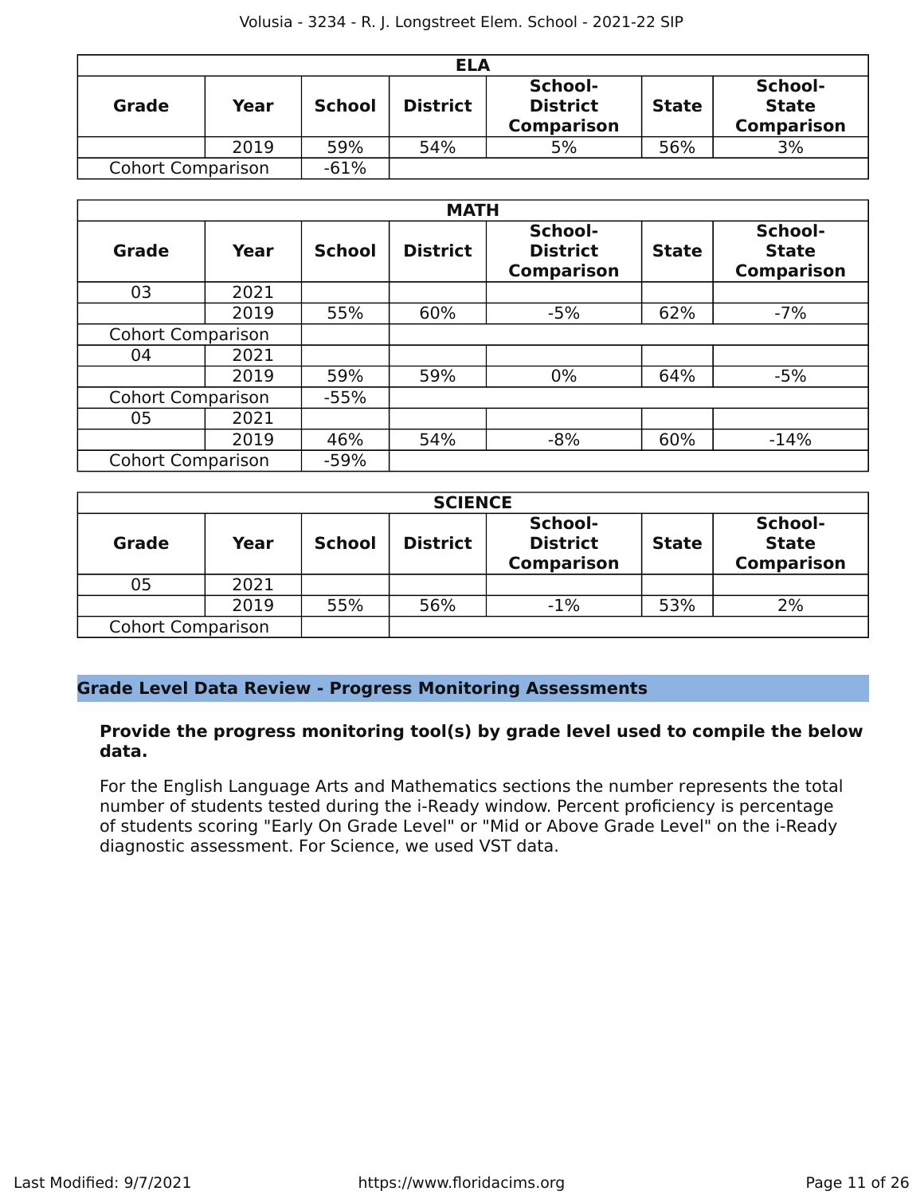| ELA | | | | | | |
|---|---|---|---|---|---|---|
| **Grade** | **Year** | **School** | **District** | **School-District Comparison** | **State** | **School-State Comparison** |
| | 2019 | 59% | 54% | 5% | 56% | 3% |
| Cohort Comparison | | -61% | | | | |

| MATH | | | | | | |
|---|---|---|---|---|---|---|
| **Grade** | **Year** | **School** | **District** | **School-District Comparison** | **State** | **School-State Comparison** |
| 03 | 2021 | | | | | |
| | 2019 | 55% | 60% | -5% | 62% | -7% |
| Cohort Comparison | | | | | | |
| 04 | 2021 | | | | | |
| | 2019 | 59% | 59% | 0% | 64% | -5% |
| Cohort Comparison | | -55% | | | | |
| 05 | 2021 | | | | | |
| | 2019 | 46% | 54% | -8% | 60% | -14% |
| Cohort Comparison | | -59% | | | | |

| SCIENCE | | | | | | |
|---|---|---|---|---|---|---|
| **Grade** | **Year** | **School** | **District** | **School-District Comparison** | **State** | **School-State Comparison** |
| 05 | 2021 | | | | | |
| | 2019 | 55% | 56% | -1% | 53% | 2% |
| Cohort Comparison | | | | | | |

## Grade Level Data Review - Progress Monitoring Assessments

**Provide the progress monitoring tool(s) by grade level used to compile the below data.**

For the English Language Arts and Mathematics sections the number represents the total number of students tested during the i-Ready window. Percent proficiency is percentage of students scoring "Early On Grade Level" or "Mid or Above Grade Level" on the i-Ready diagnostic assessment. For Science, we used VST data.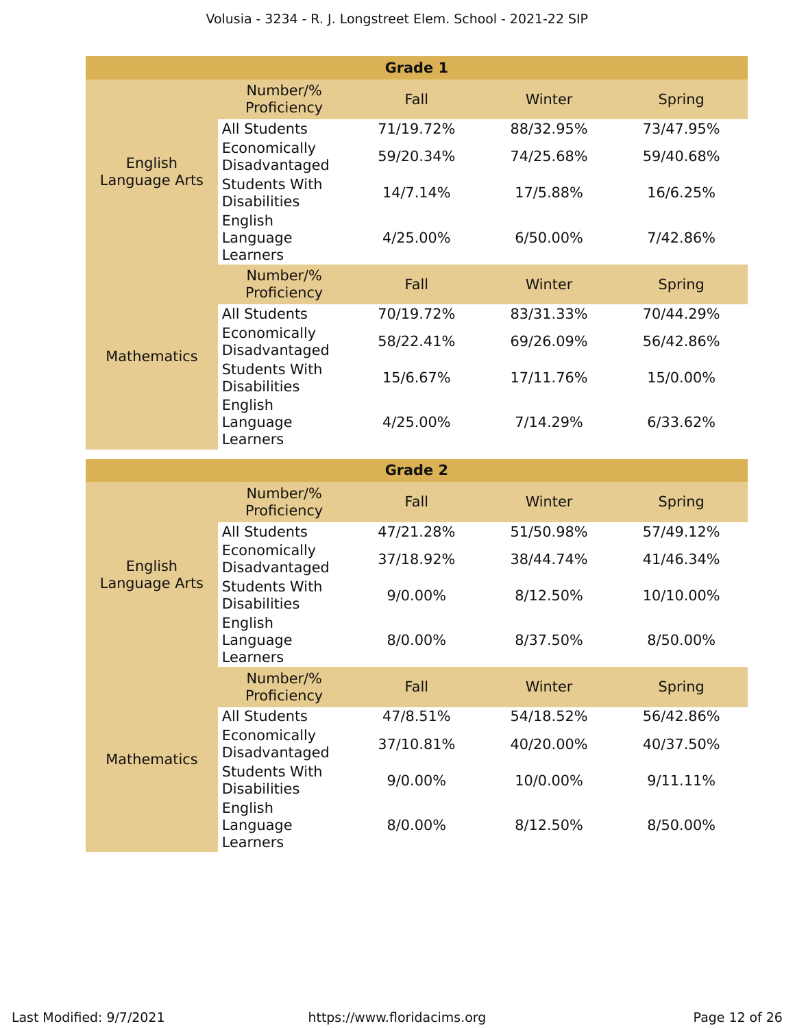| Grade 1 | | | | |
|---|---|---|---|---|
| | Number/% Proficiency | Fall | Winter | Spring |
| English Language Arts | All Students | 71/19.72% | 88/32.95% | 73/47.95% |
| | Economically Disadvantaged | 59/20.34% | 74/25.68% | 59/40.68% |
| | Students With Disabilities | 14/7.14% | 17/5.88% | 16/6.25% |
| | English Language Learners | 4/25.00% | 6/50.00% | 7/42.86% |
| | Number/% Proficiency | Fall | Winter | Spring |
| Mathematics | All Students | 70/19.72% | 83/31.33% | 70/44.29% |
| | Economically Disadvantaged | 58/22.41% | 69/26.09% | 56/42.86% |
| | Students With Disabilities | 15/6.67% | 17/11.76% | 15/0.00% |
| | English Language Learners | 4/25.00% | 7/14.29% | 6/33.62% |

| Grade 2 | | | | |
|---|---|---|---|---|
| | Number/% Proficiency | Fall | Winter | Spring |
| English Language Arts | All Students | 47/21.28% | 51/50.98% | 57/49.12% |
| | Economically Disadvantaged | 37/18.92% | 38/44.74% | 41/46.34% |
| | Students With Disabilities | 9/0.00% | 8/12.50% | 10/10.00% |
| | English Language Learners | 8/0.00% | 8/37.50% | 8/50.00% |
| | Number/% Proficiency | Fall | Winter | Spring |
| Mathematics | All Students | 47/8.51% | 54/18.52% | 56/42.86% |
| | Economically Disadvantaged | 37/10.81% | 40/20.00% | 40/37.50% |
| | Students With Disabilities | 9/0.00% | 10/0.00% | 9/11.11% |
| | English Language Learners | 8/0.00% | 8/12.50% | 8/50.00% |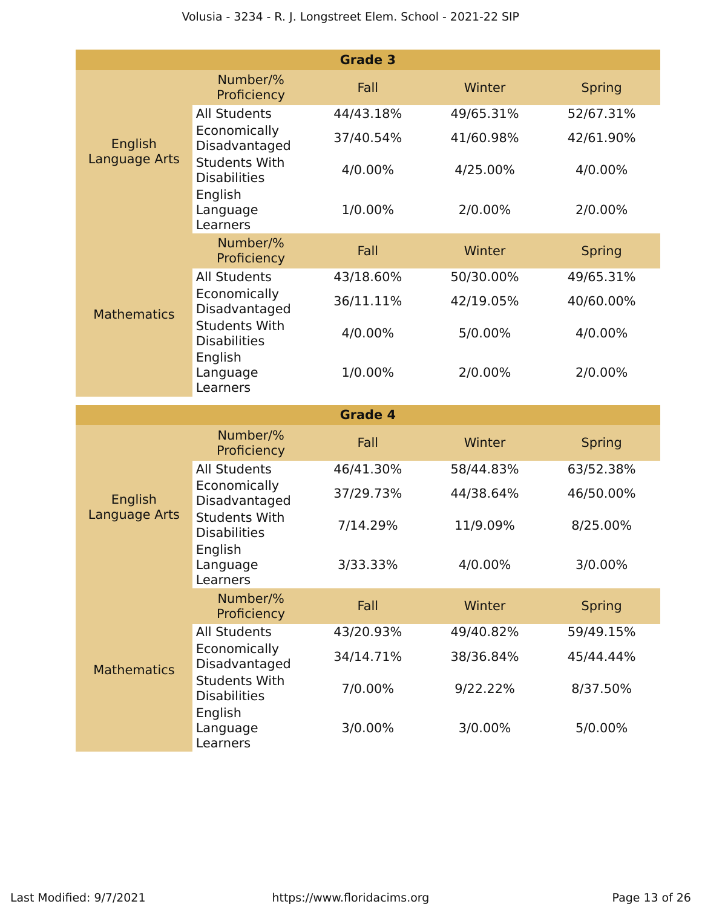| Grade 3 | | | | |
|---|---|---|---|---|
| | Number/% Proficiency | Fall | Winter | Spring |
| English Language Arts | All Students | 44/43.18% | 49/65.31% | 52/67.31% |
| | Economically Disadvantaged | 37/40.54% | 41/60.98% | 42/61.90% |
| | Students With Disabilities | 4/0.00% | 4/25.00% | 4/0.00% |
| | English Language Learners | 1/0.00% | 2/0.00% | 2/0.00% |
| | Number/% Proficiency | Fall | Winter | Spring |
| Mathematics | All Students | 43/18.60% | 50/30.00% | 49/65.31% |
| | Economically Disadvantaged | 36/11.11% | 42/19.05% | 40/60.00% |
| | Students With Disabilities | 4/0.00% | 5/0.00% | 4/0.00% |
| | English Language Learners | 1/0.00% | 2/0.00% | 2/0.00% |

| Grade 4 | | | | |
|---|---|---|---|---|
| | Number/% Proficiency | Fall | Winter | Spring |
| English Language Arts | All Students | 46/41.30% | 58/44.83% | 63/52.38% |
| | Economically Disadvantaged | 37/29.73% | 44/38.64% | 46/50.00% |
| | Students With Disabilities | 7/14.29% | 11/9.09% | 8/25.00% |
| | English Language Learners | 3/33.33% | 4/0.00% | 3/0.00% |
| | Number/% Proficiency | Fall | Winter | Spring |
| Mathematics | All Students | 43/20.93% | 49/40.82% | 59/49.15% |
| | Economically Disadvantaged | 34/14.71% | 38/36.84% | 45/44.44% |
| | Students With Disabilities | 7/0.00% | 9/22.22% | 8/37.50% |
| | English Language Learners | 3/0.00% | 3/0.00% | 5/0.00% |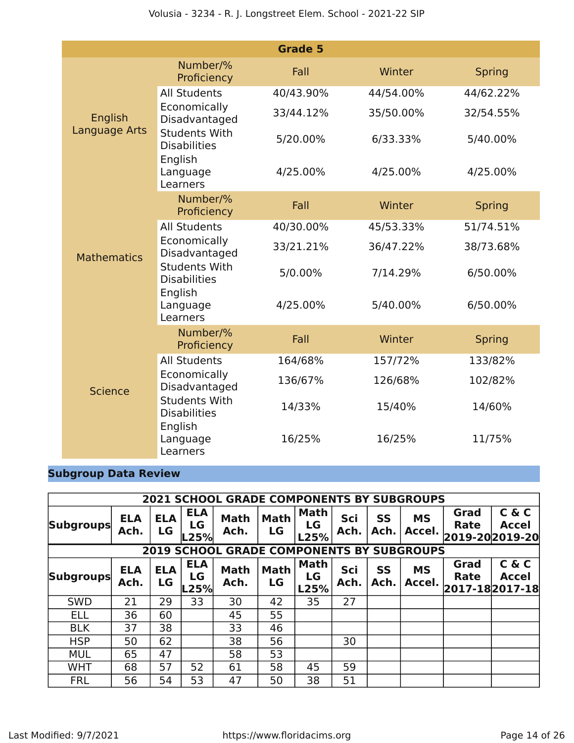| Grade 5 | | | | |
|---|---|---|---|---|
| | Number/% Proficiency | Fall | Winter | Spring |
| English Language Arts | All Students | 40/43.90% | 44/54.00% | 44/62.22% |
| | Economically Disadvantaged | 33/44.12% | 35/50.00% | 32/54.55% |
| | Students With Disabilities | 5/20.00% | 6/33.33% | 5/40.00% |
| | English Language Learners | 4/25.00% | 4/25.00% | 4/25.00% |
| | Number/% Proficiency | Fall | Winter | Spring |
| Mathematics | All Students | 40/30.00% | 45/53.33% | 51/74.51% |
| | Economically Disadvantaged | 33/21.21% | 36/47.22% | 38/73.68% |
| | Students With Disabilities | 5/0.00% | 7/14.29% | 6/50.00% |
| | English Language Learners | 4/25.00% | 5/40.00% | 6/50.00% |
| | Number/% Proficiency | Fall | Winter | Spring |
| Science | All Students | 164/68% | 157/72% | 133/82% |
| | Economically Disadvantaged | 136/67% | 126/68% | 102/82% |
| | Students With Disabilities | 14/33% | 15/40% | 14/60% |
| | English Language Learners | 16/25% | 16/25% | 11/75% |

## Subgroup Data Review

| 2021 SCHOOL GRADE COMPONENTS BY SUBGROUPS | | | | | | | | | | | |
|---|---|---|---|---|---|---|---|---|---|---|---|
| Subgroups | ELA Ach. | ELA LG | ELA LG L25% | Math Ach. | Math LG | Math LG L25% | Sci Ach. | SS Ach. | MS Accel. | Grad Rate 2019-20 | C & C Accel 2019-20 |
| **2019 SCHOOL GRADE COMPONENTS BY SUBGROUPS** | | | | | | | | | | | |
| Subgroups | ELA Ach. | ELA LG | ELA LG L25% | Math Ach. | Math LG | Math LG L25% | Sci Ach. | SS Ach. | MS Accel. | Grad Rate 2017-18 | C & C Accel 2017-18 |
| SWD | 21 | 29 | 33 | 30 | 42 | 35 | 27 | | | | |
| ELL | 36 | 60 | | 45 | 55 | | | | | | |
| BLK | 37 | 38 | | 33 | 46 | | | | | | |
| HSP | 50 | 62 | | 38 | 56 | | 30 | | | | |
| MUL | 65 | 47 | | 58 | 53 | | | | | | |
| WHT | 68 | 57 | 52 | 61 | 58 | 45 | 59 | | | | |
| FRL | 56 | 54 | 53 | 47 | 50 | 38 | 51 | | | | |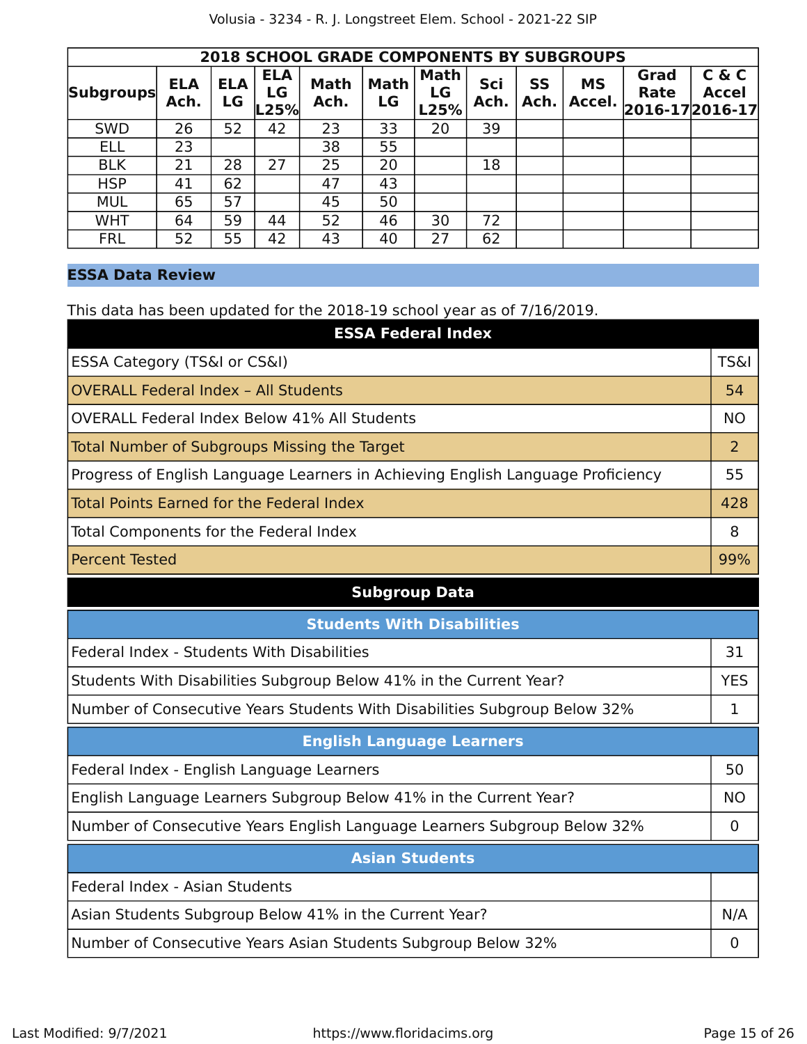| 2018 SCHOOL GRADE COMPONENTS BY SUBGROUPS | | | | | | | | | | | |
|---|---|---|---|---|---|---|---|---|---|---|---|
| Subgroups | ELA Ach. | ELA LG | ELA LG L25% | Math Ach. | Math LG | Math LG L25% | Sci Ach. | SS Ach. | MS Accel. | Grad Rate 2016-17 | C & C Accel 2016-17 |
| SWD | 26 | 52 | 42 | 23 | 33 | 20 | 39 | | | | |
| ELL | 23 | | | 38 | 55 | | | | | | |
| BLK | 21 | 28 | 27 | 25 | 20 | | 18 | | | | |
| HSP | 41 | 62 | | 47 | 43 | | | | | | |
| MUL | 65 | 57 | | 45 | 50 | | | | | | |
| WHT | 64 | 59 | 44 | 52 | 46 | 30 | 72 | | | | |
| FRL | 52 | 55 | 42 | 43 | 40 | 27 | 62 | | | | |

## ESSA Data Review

This data has been updated for the 2018-19 school year as of 7/16/2019.

| ESSA Federal Index | |
|---|---|
| ESSA Category (TS&I or CS&I) | TS&I |
| OVERALL Federal Index – All Students | 54 |
| OVERALL Federal Index Below 41% All Students | NO |
| Total Number of Subgroups Missing the Target | 2 |
| Progress of English Language Learners in Achieving English Language Proficiency | 55 |
| Total Points Earned for the Federal Index | 428 |
| Total Components for the Federal Index | 8 |
| Percent Tested | 99% |

**Subgroup Data**

| Students With Disabilities | |
|---|---|
| Federal Index - Students With Disabilities | 31 |
| Students With Disabilities Subgroup Below 41% in the Current Year? | YES |
| Number of Consecutive Years Students With Disabilities Subgroup Below 32% | 1 |

| English Language Learners | |
|---|---|
| Federal Index - English Language Learners | 50 |
| English Language Learners Subgroup Below 41% in the Current Year? | NO |
| Number of Consecutive Years English Language Learners Subgroup Below 32% | 0 |

| Asian Students | |
|---|---|
| Federal Index - Asian Students | |
| Asian Students Subgroup Below 41% in the Current Year? | N/A |
| Number of Consecutive Years Asian Students Subgroup Below 32% | 0 |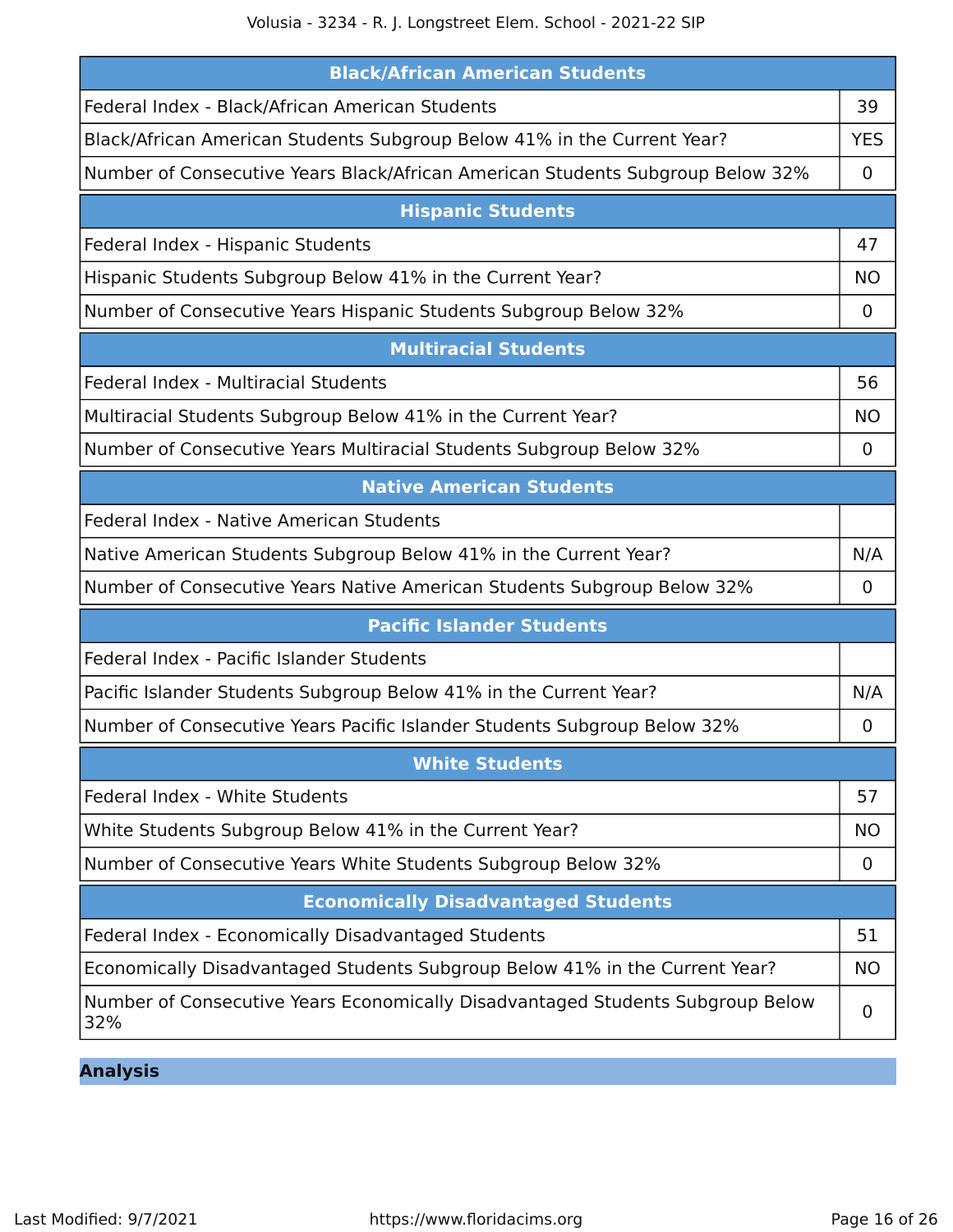| Black/African American Students | |
|---|---|
| Federal Index - Black/African American Students | 39 |
| Black/African American Students Subgroup Below 41% in the Current Year? | YES |
| Number of Consecutive Years Black/African American Students Subgroup Below 32% | 0 |

| Hispanic Students | |
|---|---|
| Federal Index - Hispanic Students | 47 |
| Hispanic Students Subgroup Below 41% in the Current Year? | NO |
| Number of Consecutive Years Hispanic Students Subgroup Below 32% | 0 |

| Multiracial Students | |
|---|---|
| Federal Index - Multiracial Students | 56 |
| Multiracial Students Subgroup Below 41% in the Current Year? | NO |
| Number of Consecutive Years Multiracial Students Subgroup Below 32% | 0 |

| Native American Students | |
|---|---|
| Federal Index - Native American Students | |
| Native American Students Subgroup Below 41% in the Current Year? | N/A |
| Number of Consecutive Years Native American Students Subgroup Below 32% | 0 |

| Pacific Islander Students | |
|---|---|
| Federal Index - Pacific Islander Students | |
| Pacific Islander Students Subgroup Below 41% in the Current Year? | N/A |
| Number of Consecutive Years Pacific Islander Students Subgroup Below 32% | 0 |

| White Students | |
|---|---|
| Federal Index - White Students | 57 |
| White Students Subgroup Below 41% in the Current Year? | NO |
| Number of Consecutive Years White Students Subgroup Below 32% | 0 |

| Economically Disadvantaged Students | |
|---|---|
| Federal Index - Economically Disadvantaged Students | 51 |
| Economically Disadvantaged Students Subgroup Below 41% in the Current Year? | NO |
| Number of Consecutive Years Economically Disadvantaged Students Subgroup Below 32% | 0 |

## Analysis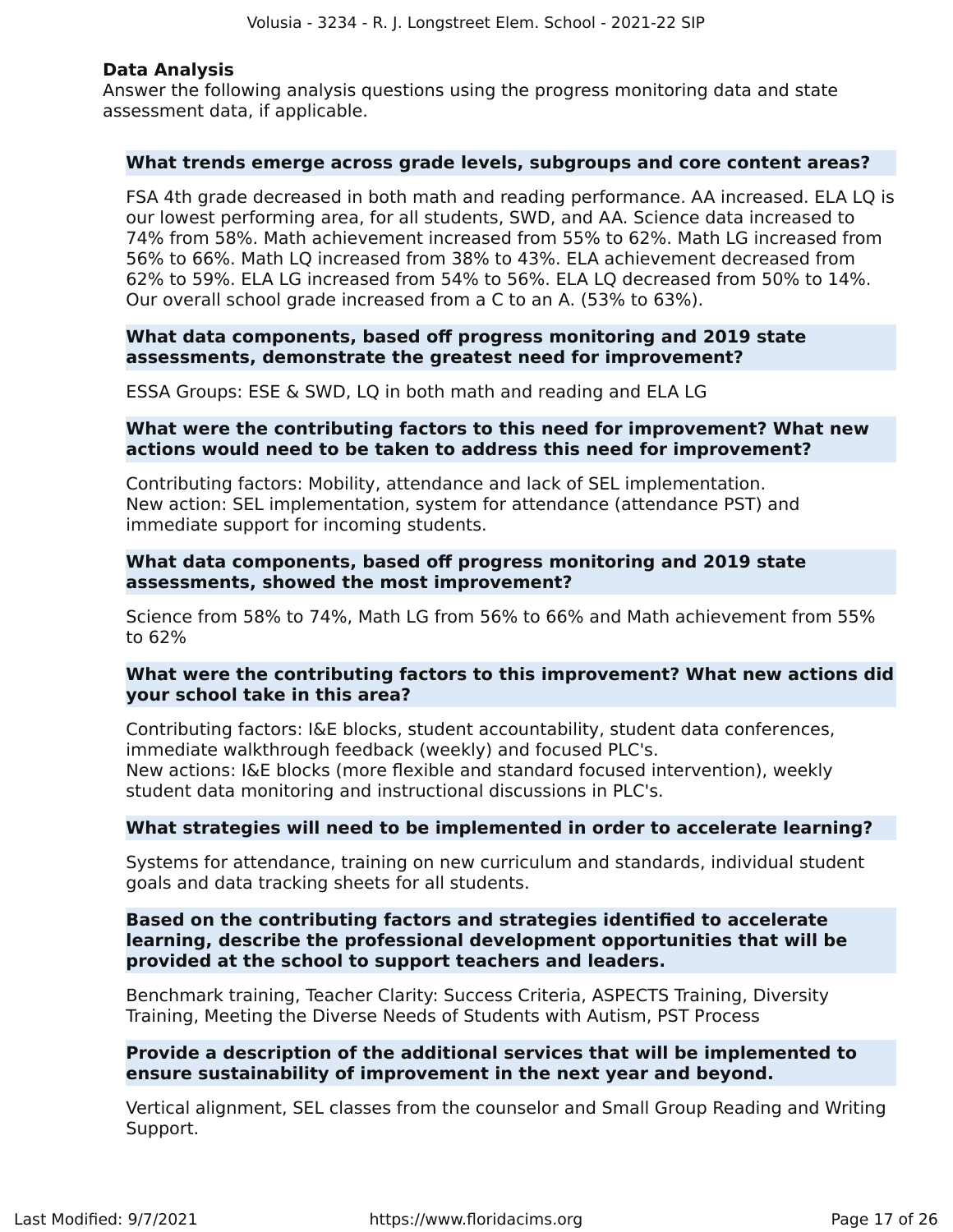### Data Analysis

Answer the following analysis questions using the progress monitoring data and state assessment data, if applicable.

**What trends emerge across grade levels, subgroups and core content areas?**

FSA 4th grade decreased in both math and reading performance. AA increased. ELA LQ is our lowest performing area, for all students, SWD, and AA. Science data increased to 74% from 58%. Math achievement increased from 55% to 62%. Math LG increased from 56% to 66%. Math LQ increased from 38% to 43%. ELA achievement decreased from 62% to 59%. ELA LG increased from 54% to 56%. ELA LQ decreased from 50% to 14%. Our overall school grade increased from a C to an A. (53% to 63%).

**What data components, based off progress monitoring and 2019 state assessments, demonstrate the greatest need for improvement?**

ESSA Groups: ESE & SWD, LQ in both math and reading and ELA LG

**What were the contributing factors to this need for improvement? What new actions would need to be taken to address this need for improvement?**

Contributing factors: Mobility, attendance and lack of SEL implementation.
New action: SEL implementation, system for attendance (attendance PST) and immediate support for incoming students.

**What data components, based off progress monitoring and 2019 state assessments, showed the most improvement?**

Science from 58% to 74%, Math LG from 56% to 66% and Math achievement from 55% to 62%

**What were the contributing factors to this improvement? What new actions did your school take in this area?**

Contributing factors: I&E blocks, student accountability, student data conferences, immediate walkthrough feedback (weekly) and focused PLC's.
New actions: I&E blocks (more flexible and standard focused intervention), weekly student data monitoring and instructional discussions in PLC's.

**What strategies will need to be implemented in order to accelerate learning?**

Systems for attendance, training on new curriculum and standards, individual student goals and data tracking sheets for all students.

**Based on the contributing factors and strategies identified to accelerate learning, describe the professional development opportunities that will be provided at the school to support teachers and leaders.**

Benchmark training, Teacher Clarity: Success Criteria, ASPECTS Training, Diversity Training, Meeting the Diverse Needs of Students with Autism, PST Process

**Provide a description of the additional services that will be implemented to ensure sustainability of improvement in the next year and beyond.**

Vertical alignment, SEL classes from the counselor and Small Group Reading and Writing Support.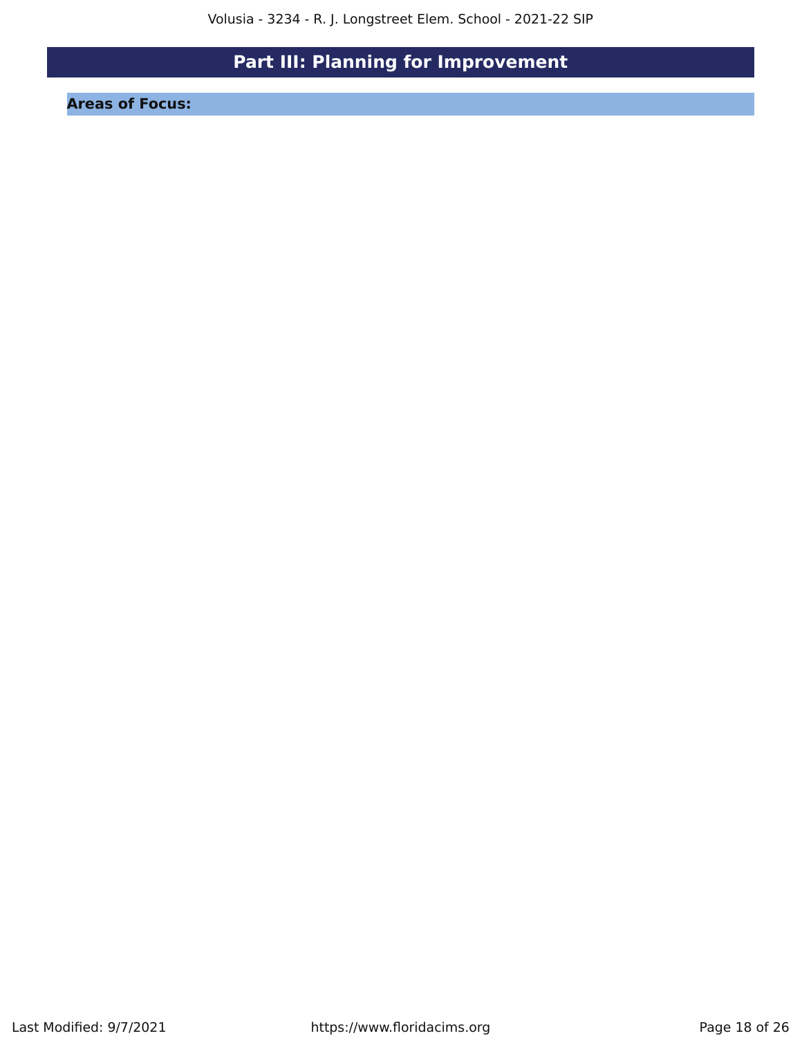# Part III: Planning for Improvement

## Areas of Focus: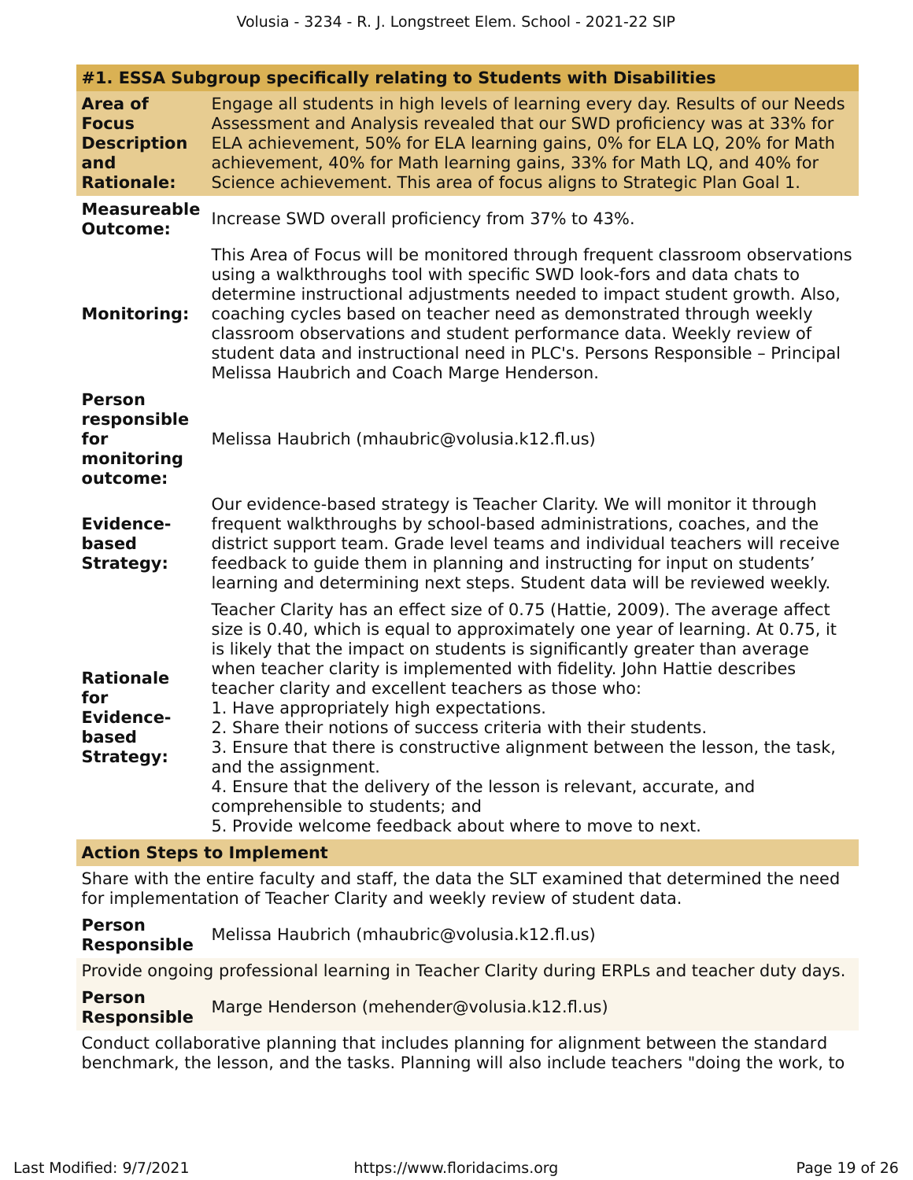## #1. ESSA Subgroup specifically relating to Students with Disabilities

| | |
|---|---|
| **Area of Focus Description and Rationale:** | Engage all students in high levels of learning every day. Results of our Needs Assessment and Analysis revealed that our SWD proficiency was at 33% for ELA achievement, 50% for ELA learning gains, 0% for ELA LQ, 20% for Math achievement, 40% for Math learning gains, 33% for Math LQ, and 40% for Science achievement. This area of focus aligns to Strategic Plan Goal 1. |
| **Measureable Outcome:** | Increase SWD overall proficiency from 37% to 43%. |
| **Monitoring:** | This Area of Focus will be monitored through frequent classroom observations using a walkthroughs tool with specific SWD look-fors and data chats to determine instructional adjustments needed to impact student growth. Also, coaching cycles based on teacher need as demonstrated through weekly classroom observations and student performance data. Weekly review of student data and instructional need in PLC's. Persons Responsible – Principal Melissa Haubrich and Coach Marge Henderson. |
| **Person responsible for monitoring outcome:** | Melissa Haubrich (mhaubric@volusia.k12.fl.us) |
| **Evidence-based Strategy:** | Our evidence-based strategy is Teacher Clarity. We will monitor it through frequent walkthroughs by school-based administrations, coaches, and the district support team. Grade level teams and individual teachers will receive feedback to guide them in planning and instructing for input on students' learning and determining next steps. Student data will be reviewed weekly. |
| **Rationale for Evidence-based Strategy:** | Teacher Clarity has an effect size of 0.75 (Hattie, 2009). The average affect size is 0.40, which is equal to approximately one year of learning. At 0.75, it is likely that the impact on students is significantly greater than average when teacher clarity is implemented with fidelity. John Hattie describes teacher clarity and excellent teachers as those who:<br>1. Have appropriately high expectations.<br>2. Share their notions of success criteria with their students.<br>3. Ensure that there is constructive alignment between the lesson, the task, and the assignment.<br>4. Ensure that the delivery of the lesson is relevant, accurate, and comprehensible to students; and<br>5. Provide welcome feedback about where to move to next. |

### Action Steps to Implement

Share with the entire faculty and staff, the data the SLT examined that determined the need for implementation of Teacher Clarity and weekly review of student data.

**Person Responsible** Melissa Haubrich (mhaubric@volusia.k12.fl.us)

Provide ongoing professional learning in Teacher Clarity during ERPLs and teacher duty days.

**Person Responsible** Marge Henderson (mehender@volusia.k12.fl.us)

Conduct collaborative planning that includes planning for alignment between the standard benchmark, the lesson, and the tasks. Planning will also include teachers "doing the work, to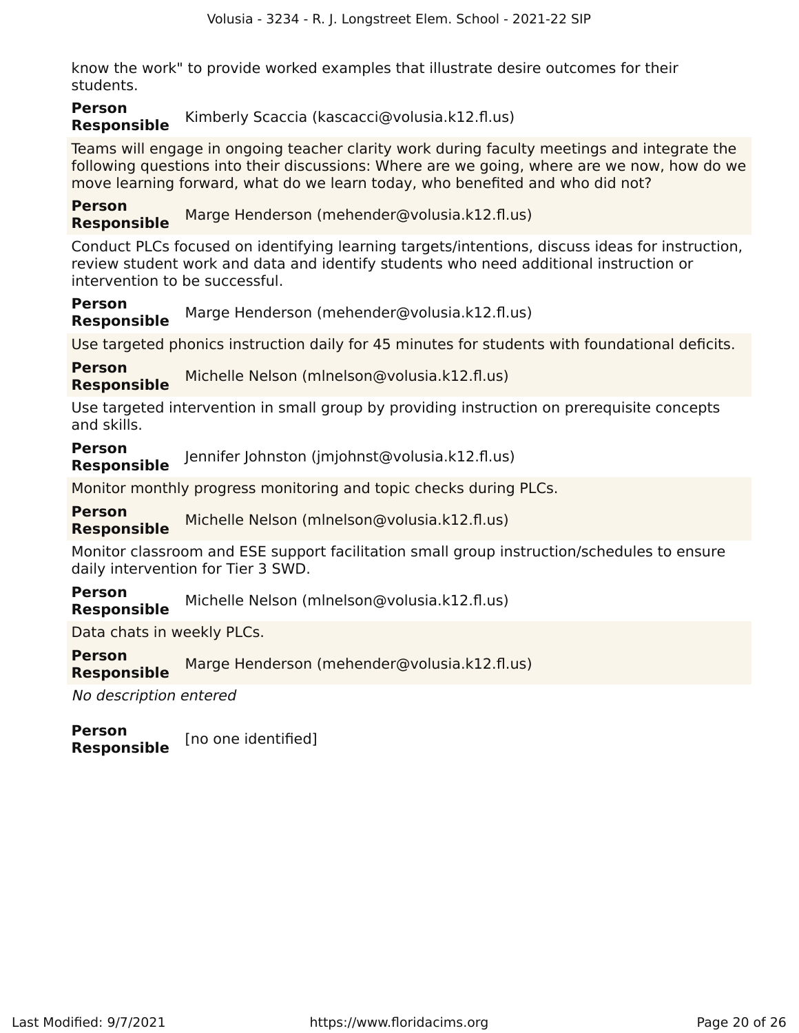know the work" to provide worked examples that illustrate desire outcomes for their students.

**Person Responsible** Kimberly Scaccia (kascacci@volusia.k12.fl.us)

Teams will engage in ongoing teacher clarity work during faculty meetings and integrate the following questions into their discussions: Where are we going, where are we now, how do we move learning forward, what do we learn today, who benefited and who did not?

**Person Responsible** Marge Henderson (mehender@volusia.k12.fl.us)

Conduct PLCs focused on identifying learning targets/intentions, discuss ideas for instruction, review student work and data and identify students who need additional instruction or intervention to be successful.

**Person Responsible** Marge Henderson (mehender@volusia.k12.fl.us)

Use targeted phonics instruction daily for 45 minutes for students with foundational deficits.

**Person Responsible** Michelle Nelson (mlnelson@volusia.k12.fl.us)

Use targeted intervention in small group by providing instruction on prerequisite concepts and skills.

**Person Responsible** Jennifer Johnston (jmjohnst@volusia.k12.fl.us)

Monitor monthly progress monitoring and topic checks during PLCs.

**Person Responsible** Michelle Nelson (mlnelson@volusia.k12.fl.us)

Monitor classroom and ESE support facilitation small group instruction/schedules to ensure daily intervention for Tier 3 SWD.

**Person Responsible** Michelle Nelson (mlnelson@volusia.k12.fl.us)

Data chats in weekly PLCs.

**Person Responsible** Marge Henderson (mehender@volusia.k12.fl.us)

*No description entered*

**Person Responsible** [no one identified]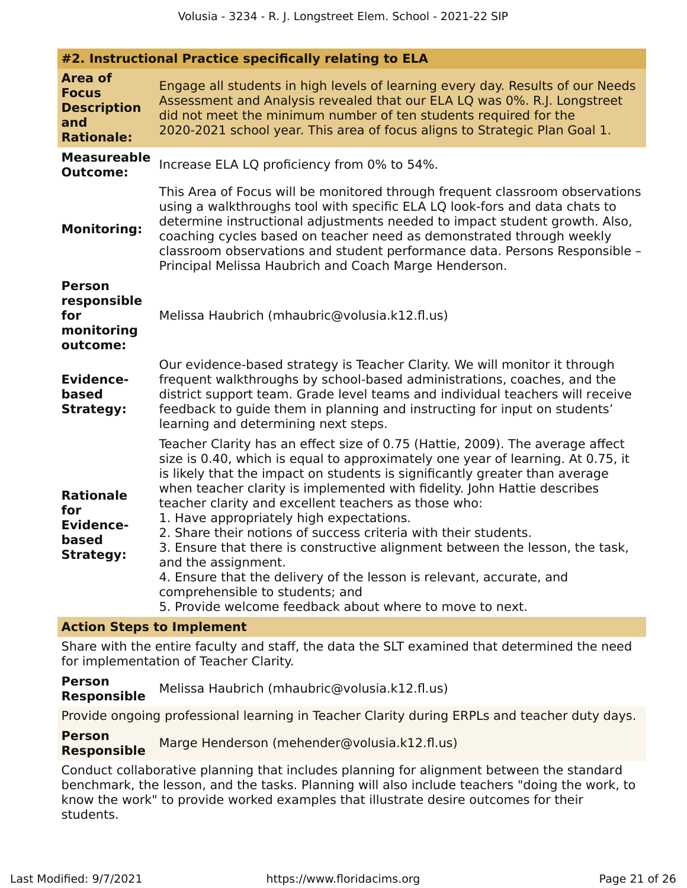## #2. Instructional Practice specifically relating to ELA

**Area of Focus Description and Rationale:**

Engage all students in high levels of learning every day. Results of our Needs Assessment and Analysis revealed that our ELA LQ was 0%. R.J. Longstreet did not meet the minimum number of ten students required for the 2020-2021 school year. This area of focus aligns to Strategic Plan Goal 1.

**Measureable Outcome:**

Increase ELA LQ proficiency from 0% to 54%.

**Monitoring:**

This Area of Focus will be monitored through frequent classroom observations using a walkthroughs tool with specific ELA LQ look-fors and data chats to determine instructional adjustments needed to impact student growth. Also, coaching cycles based on teacher need as demonstrated through weekly classroom observations and student performance data. Persons Responsible – Principal Melissa Haubrich and Coach Marge Henderson.

**Person responsible for monitoring outcome:**

Melissa Haubrich (mhaubric@volusia.k12.fl.us)

**Evidence-based Strategy:**

Our evidence-based strategy is Teacher Clarity. We will monitor it through frequent walkthroughs by school-based administrations, coaches, and the district support team. Grade level teams and individual teachers will receive feedback to guide them in planning and instructing for input on students' learning and determining next steps.

**Rationale for Evidence-based Strategy:**

Teacher Clarity has an effect size of 0.75 (Hattie, 2009). The average affect size is 0.40, which is equal to approximately one year of learning. At 0.75, it is likely that the impact on students is significantly greater than average when teacher clarity is implemented with fidelity. John Hattie describes teacher clarity and excellent teachers as those who:

1. Have appropriately high expectations.
2. Share their notions of success criteria with their students.
3. Ensure that there is constructive alignment between the lesson, the task, and the assignment.
4. Ensure that the delivery of the lesson is relevant, accurate, and comprehensible to students; and
5. Provide welcome feedback about where to move to next.

### Action Steps to Implement

Share with the entire faculty and staff, the data the SLT examined that determined the need for implementation of Teacher Clarity.

**Person Responsible** Melissa Haubrich (mhaubric@volusia.k12.fl.us)

Provide ongoing professional learning in Teacher Clarity during ERPLs and teacher duty days.

**Person Responsible** Marge Henderson (mehender@volusia.k12.fl.us)

Conduct collaborative planning that includes planning for alignment between the standard benchmark, the lesson, and the tasks. Planning will also include teachers "doing the work, to know the work" to provide worked examples that illustrate desire outcomes for their students.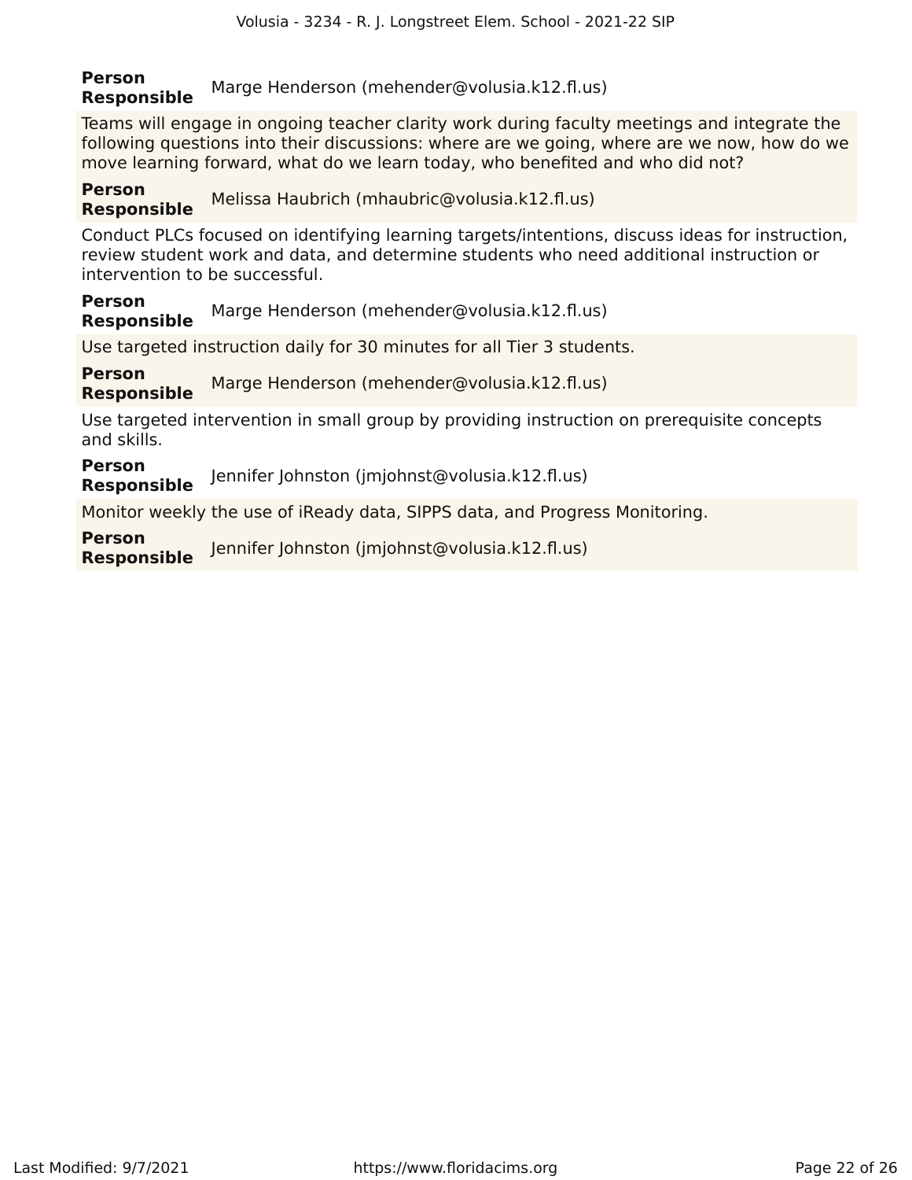**Person Responsible** Marge Henderson (mehender@volusia.k12.fl.us)

Teams will engage in ongoing teacher clarity work during faculty meetings and integrate the following questions into their discussions: where are we going, where are we now, how do we move learning forward, what do we learn today, who benefited and who did not?

**Person Responsible** Melissa Haubrich (mhaubric@volusia.k12.fl.us)

Conduct PLCs focused on identifying learning targets/intentions, discuss ideas for instruction, review student work and data, and determine students who need additional instruction or intervention to be successful.

**Person Responsible** Marge Henderson (mehender@volusia.k12.fl.us)

Use targeted instruction daily for 30 minutes for all Tier 3 students.

**Person Responsible** Marge Henderson (mehender@volusia.k12.fl.us)

Use targeted intervention in small group by providing instruction on prerequisite concepts and skills.

**Person Responsible** Jennifer Johnston (jmjohnst@volusia.k12.fl.us)

Monitor weekly the use of iReady data, SIPPS data, and Progress Monitoring.

**Person Responsible** Jennifer Johnston (jmjohnst@volusia.k12.fl.us)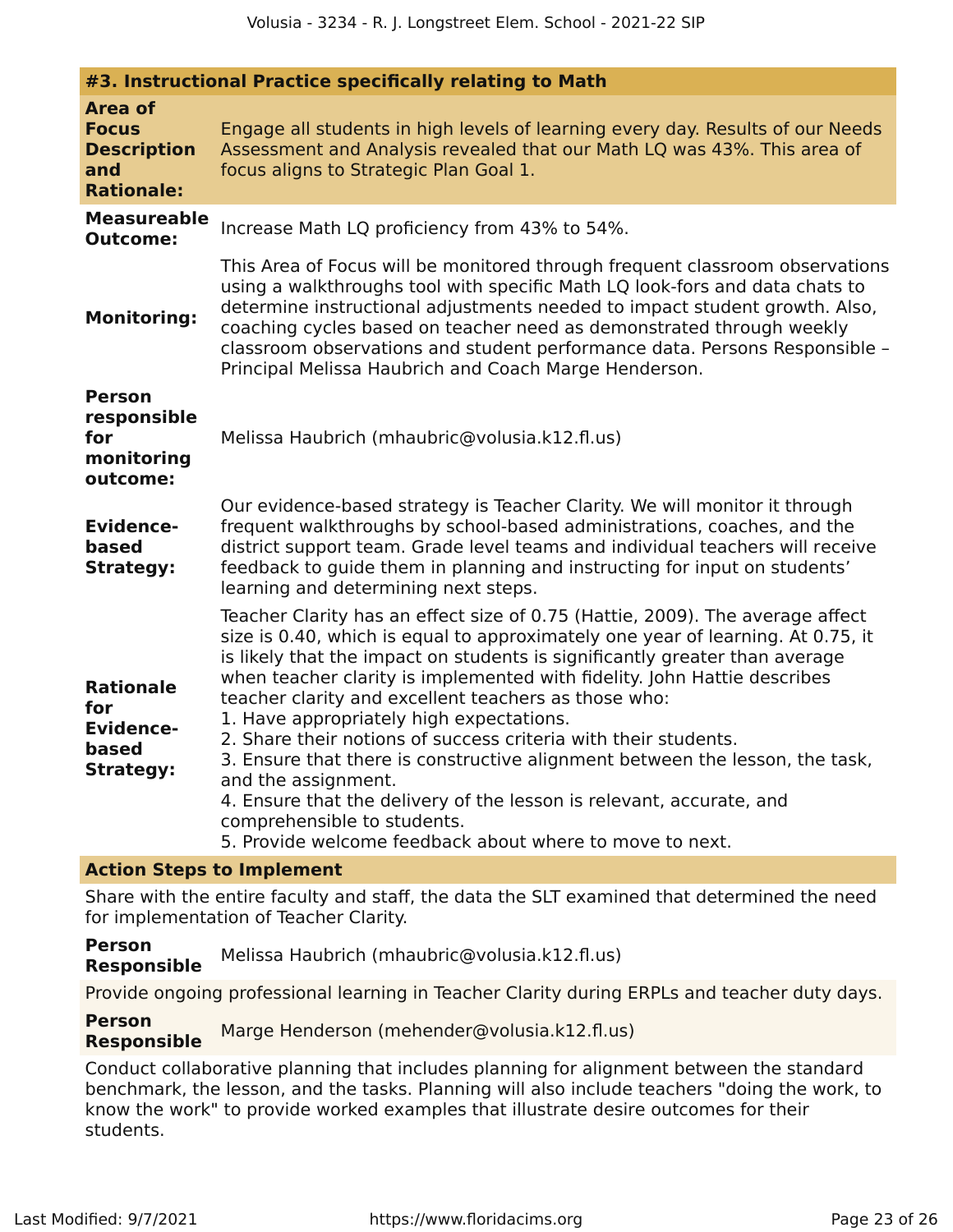### #3. Instructional Practice specifically relating to Math

**Area of Focus Description and Rationale:** Engage all students in high levels of learning every day. Results of our Needs Assessment and Analysis revealed that our Math LQ was 43%. This area of focus aligns to Strategic Plan Goal 1.

**Measureable Outcome:** Increase Math LQ proficiency from 43% to 54%.

**Monitoring:** This Area of Focus will be monitored through frequent classroom observations using a walkthroughs tool with specific Math LQ look-fors and data chats to determine instructional adjustments needed to impact student growth. Also, coaching cycles based on teacher need as demonstrated through weekly classroom observations and student performance data. Persons Responsible – Principal Melissa Haubrich and Coach Marge Henderson.

**Person responsible for monitoring outcome:** Melissa Haubrich (mhaubric@volusia.k12.fl.us)

**Evidence-based Strategy:** Our evidence-based strategy is Teacher Clarity. We will monitor it through frequent walkthroughs by school-based administrations, coaches, and the district support team. Grade level teams and individual teachers will receive feedback to guide them in planning and instructing for input on students' learning and determining next steps.

**Rationale for Evidence-based Strategy:** Teacher Clarity has an effect size of 0.75 (Hattie, 2009). The average affect size is 0.40, which is equal to approximately one year of learning. At 0.75, it is likely that the impact on students is significantly greater than average when teacher clarity is implemented with fidelity. John Hattie describes teacher clarity and excellent teachers as those who:
1. Have appropriately high expectations.
2. Share their notions of success criteria with their students.
3. Ensure that there is constructive alignment between the lesson, the task, and the assignment.
4. Ensure that the delivery of the lesson is relevant, accurate, and comprehensible to students.
5. Provide welcome feedback about where to move to next.

#### Action Steps to Implement

Share with the entire faculty and staff, the data the SLT examined that determined the need for implementation of Teacher Clarity.

**Person Responsible:** Melissa Haubrich (mhaubric@volusia.k12.fl.us)

Provide ongoing professional learning in Teacher Clarity during ERPLs and teacher duty days.

**Person Responsible:** Marge Henderson (mehender@volusia.k12.fl.us)

Conduct collaborative planning that includes planning for alignment between the standard benchmark, the lesson, and the tasks. Planning will also include teachers "doing the work, to know the work" to provide worked examples that illustrate desire outcomes for their students.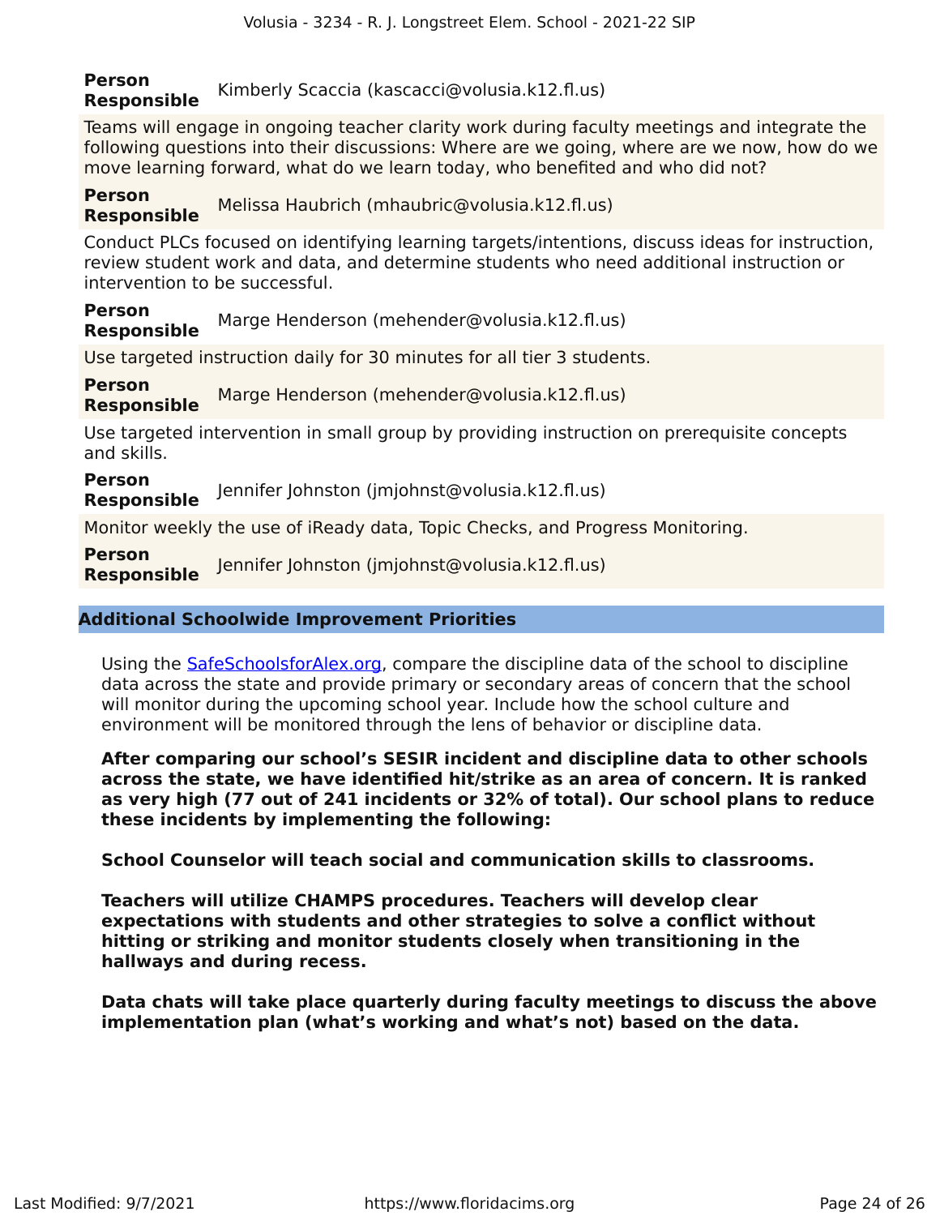**Person Responsible** Kimberly Scaccia (kascacci@volusia.k12.fl.us)

Teams will engage in ongoing teacher clarity work during faculty meetings and integrate the following questions into their discussions: Where are we going, where are we now, how do we move learning forward, what do we learn today, who benefited and who did not?

**Person Responsible** Melissa Haubrich (mhaubric@volusia.k12.fl.us)

Conduct PLCs focused on identifying learning targets/intentions, discuss ideas for instruction, review student work and data, and determine students who need additional instruction or intervention to be successful.

**Person Responsible** Marge Henderson (mehender@volusia.k12.fl.us)

Use targeted instruction daily for 30 minutes for all tier 3 students.

**Person Responsible** Marge Henderson (mehender@volusia.k12.fl.us)

Use targeted intervention in small group by providing instruction on prerequisite concepts and skills.

**Person Responsible** Jennifer Johnston (jmjohnst@volusia.k12.fl.us)

Monitor weekly the use of iReady data, Topic Checks, and Progress Monitoring.

**Person Responsible** Jennifer Johnston (jmjohnst@volusia.k12.fl.us)

## Additional Schoolwide Improvement Priorities

Using the SafeSchoolsforAlex.org, compare the discipline data of the school to discipline data across the state and provide primary or secondary areas of concern that the school will monitor during the upcoming school year. Include how the school culture and environment will be monitored through the lens of behavior or discipline data.

**After comparing our school's SESIR incident and discipline data to other schools across the state, we have identified hit/strike as an area of concern. It is ranked as very high (77 out of 241 incidents or 32% of total). Our school plans to reduce these incidents by implementing the following:**

**School Counselor will teach social and communication skills to classrooms.**

**Teachers will utilize CHAMPS procedures. Teachers will develop clear expectations with students and other strategies to solve a conflict without hitting or striking and monitor students closely when transitioning in the hallways and during recess.**

**Data chats will take place quarterly during faculty meetings to discuss the above implementation plan (what's working and what's not) based on the data.**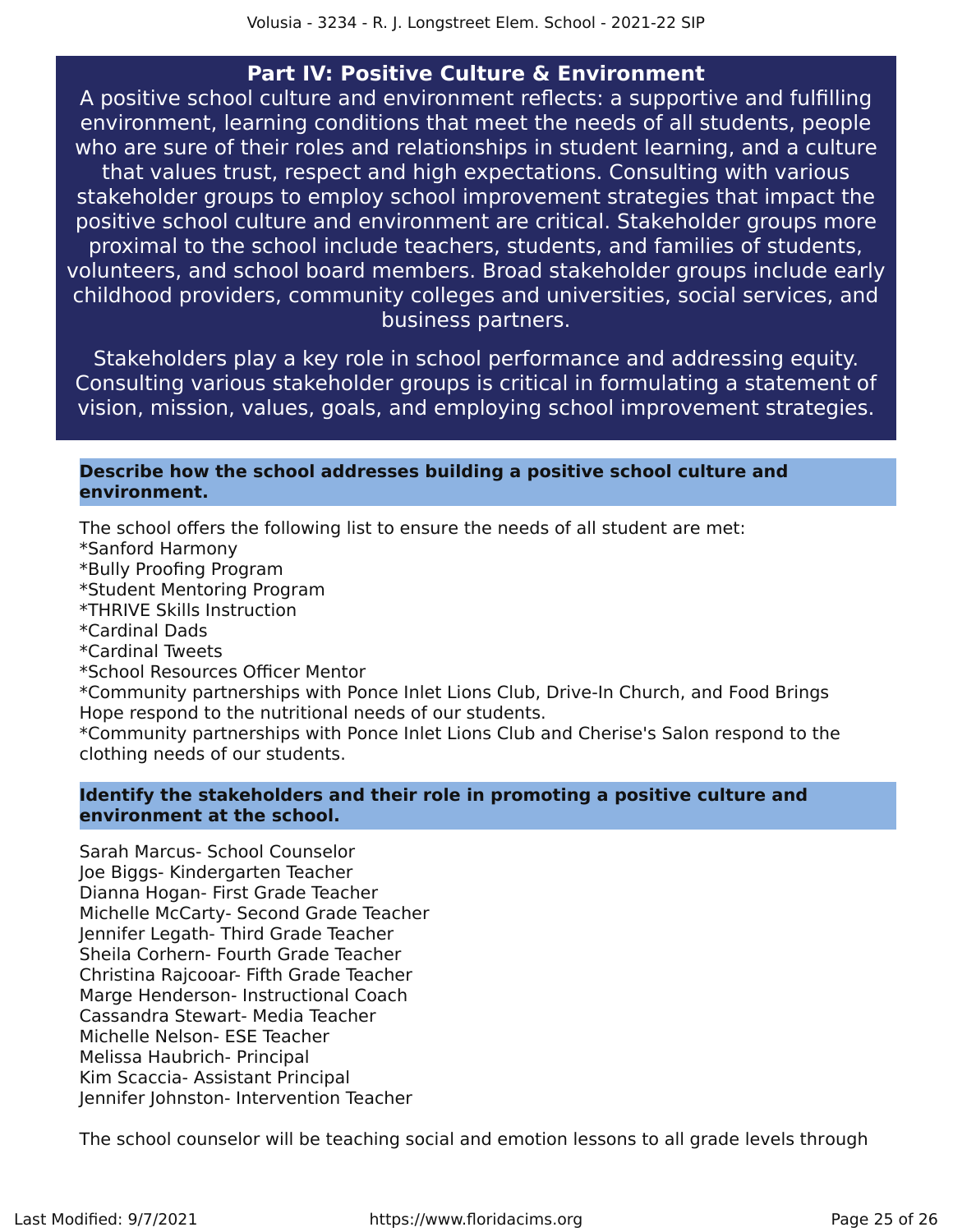## Part IV: Positive Culture & Environment

A positive school culture and environment reflects: a supportive and fulfilling environment, learning conditions that meet the needs of all students, people who are sure of their roles and relationships in student learning, and a culture that values trust, respect and high expectations. Consulting with various stakeholder groups to employ school improvement strategies that impact the positive school culture and environment are critical. Stakeholder groups more proximal to the school include teachers, students, and families of students, volunteers, and school board members. Broad stakeholder groups include early childhood providers, community colleges and universities, social services, and business partners.

Stakeholders play a key role in school performance and addressing equity. Consulting various stakeholder groups is critical in formulating a statement of vision, mission, values, goals, and employing school improvement strategies.

### Describe how the school addresses building a positive school culture and environment.

The school offers the following list to ensure the needs of all student are met:
*Sanford Harmony
*Bully Proofing Program
*Student Mentoring Program
*THRIVE Skills Instruction
*Cardinal Dads
*Cardinal Tweets
*School Resources Officer Mentor
*Community partnerships with Ponce Inlet Lions Club, Drive-In Church, and Food Brings Hope respond to the nutritional needs of our students.
*Community partnerships with Ponce Inlet Lions Club and Cherise's Salon respond to the clothing needs of our students.

### Identify the stakeholders and their role in promoting a positive culture and environment at the school.

Sarah Marcus- School Counselor
Joe Biggs- Kindergarten Teacher
Dianna Hogan- First Grade Teacher
Michelle McCarty- Second Grade Teacher
Jennifer Legath- Third Grade Teacher
Sheila Corhern- Fourth Grade Teacher
Christina Rajcooar- Fifth Grade Teacher
Marge Henderson- Instructional Coach
Cassandra Stewart- Media Teacher
Michelle Nelson- ESE Teacher
Melissa Haubrich- Principal
Kim Scaccia- Assistant Principal
Jennifer Johnston- Intervention Teacher

The school counselor will be teaching social and emotion lessons to all grade levels through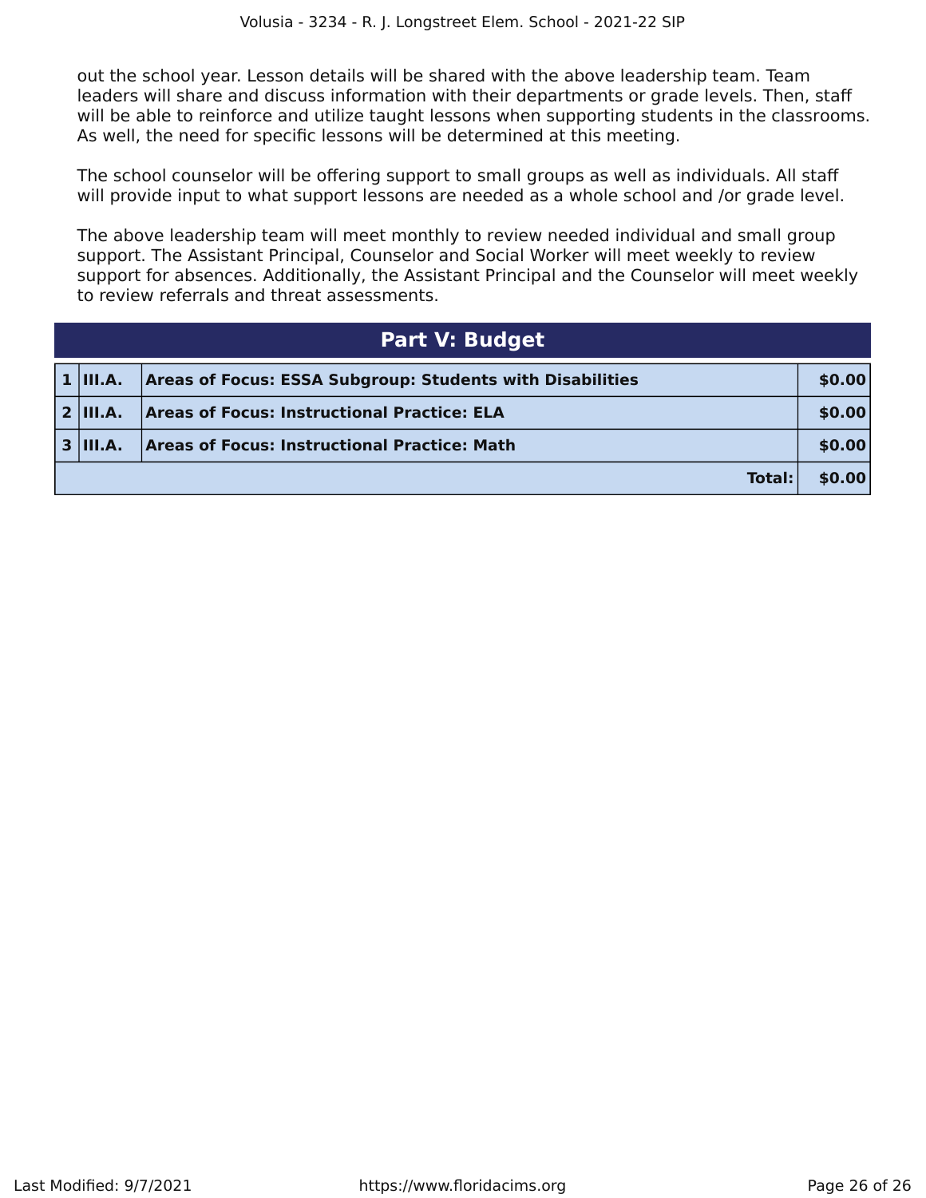out the school year. Lesson details will be shared with the above leadership team. Team leaders will share and discuss information with their departments or grade levels. Then, staff will be able to reinforce and utilize taught lessons when supporting students in the classrooms. As well, the need for specific lessons will be determined at this meeting.

The school counselor will be offering support to small groups as well as individuals. All staff will provide input to what support lessons are needed as a whole school and /or grade level.

The above leadership team will meet monthly to review needed individual and small group support. The Assistant Principal, Counselor and Social Worker will meet weekly to review support for absences. Additionally, the Assistant Principal and the Counselor will meet weekly to review referrals and threat assessments.

## Part V: Budget

| | | | |
|---|---|---|---|
| **1** | **III.A.** | **Areas of Focus: ESSA Subgroup: Students with Disabilities** | **$0.00** |
| **2** | **III.A.** | **Areas of Focus: Instructional Practice: ELA** | **$0.00** |
| **3** | **III.A.** | **Areas of Focus: Instructional Practice: Math** | **$0.00** |
| | | **Total:** | **$0.00** |